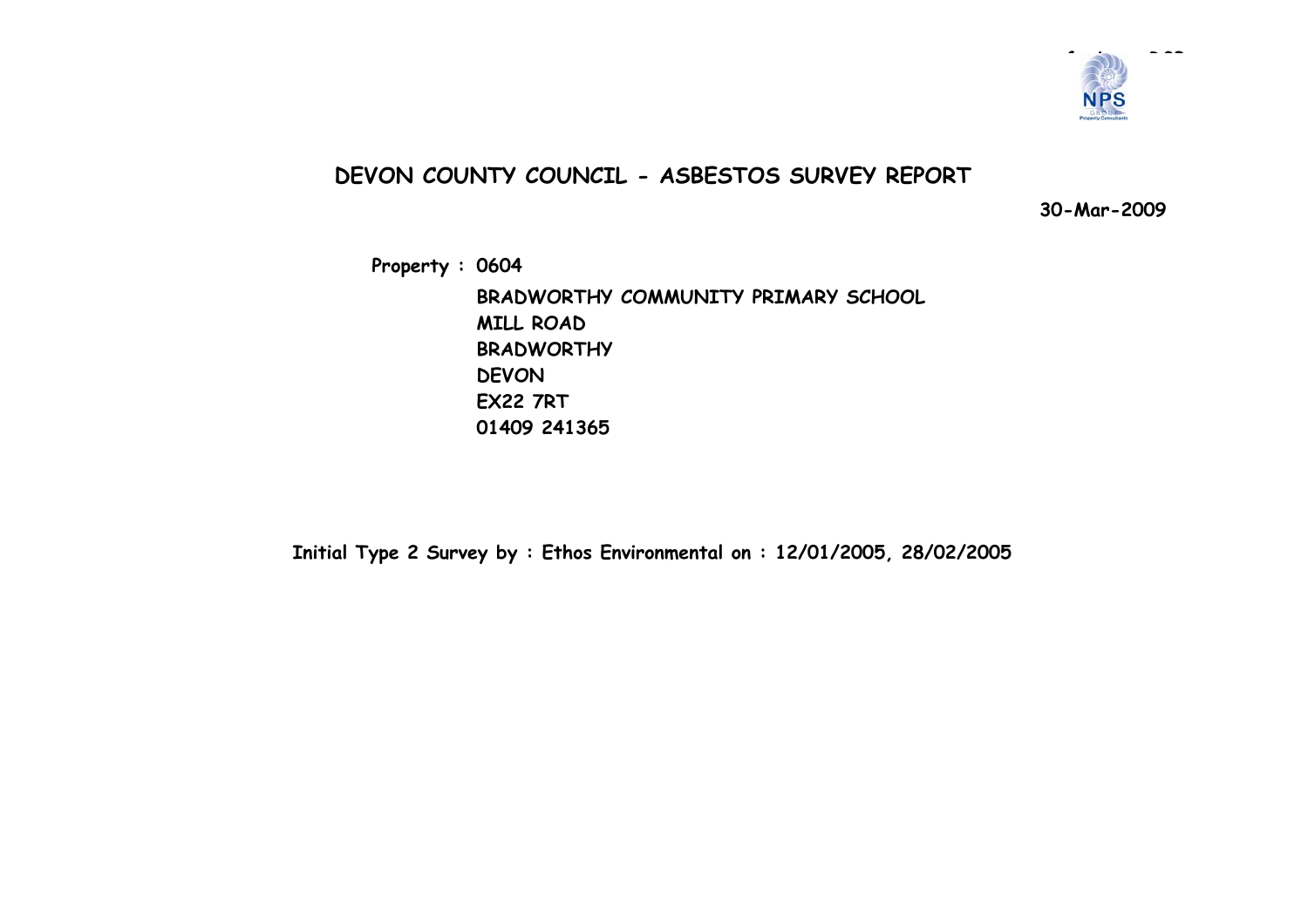# DEVON COUNTY COUNCIL - ASBESTOS SURVEY REPORT

**30-Mar-2009**

**Property : 0604**

**BRADWORTHY COMMUNITY PRIMARY SCHOOL**
**MILL ROAD**
**BRADWORTHY**
**DEVON**
**EX22 7RT**
**01409 241365**

**Initial Type 2 Survey by : Ethos Environmental on : 12/01/2005, 28/02/2005**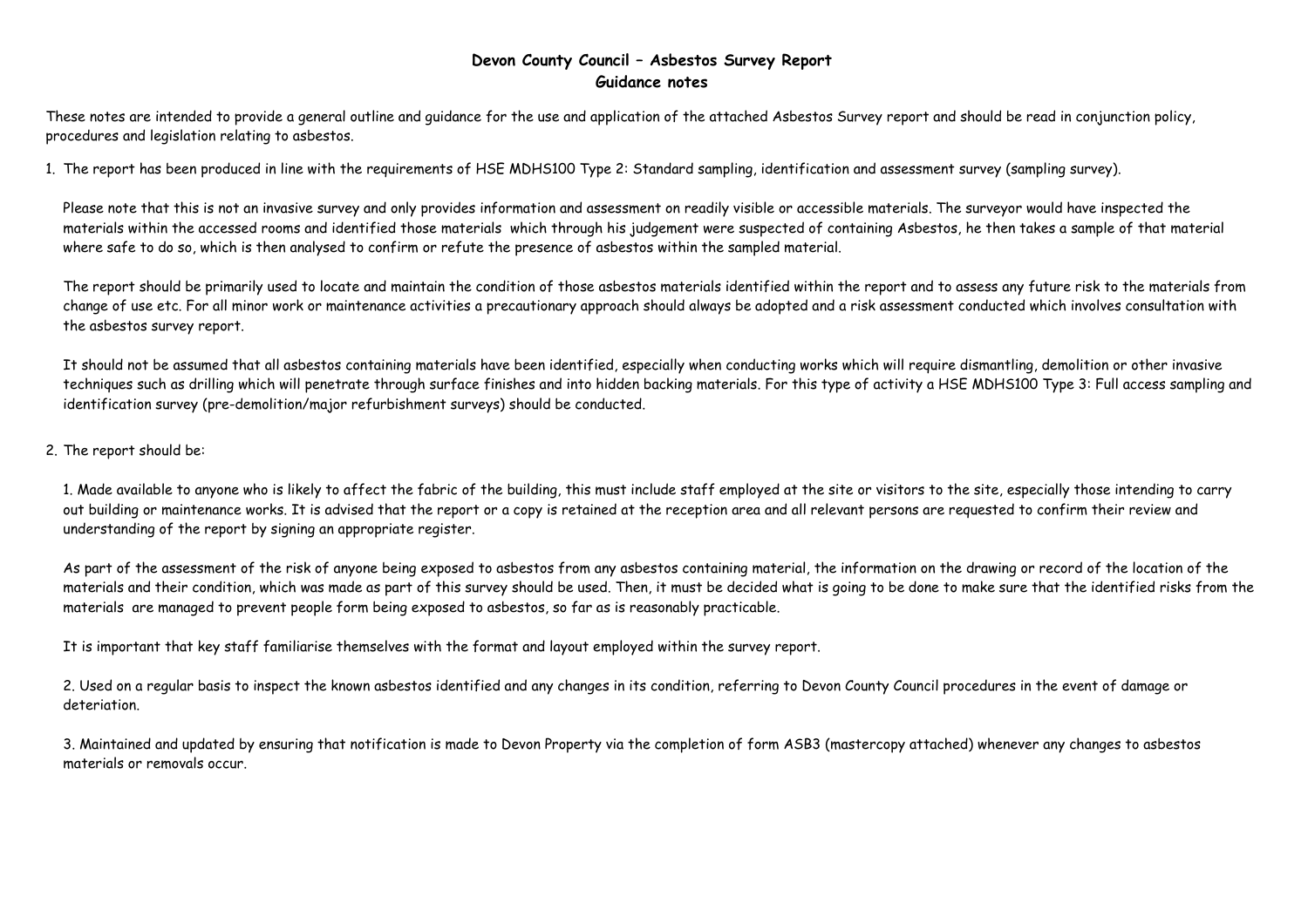# Devon County Council – Asbestos Survey Report
## Guidance notes

These notes are intended to provide a general outline and guidance for the use and application of the attached Asbestos Survey report and should be read in conjunction policy, procedures and legislation relating to asbestos.

1. The report has been produced in line with the requirements of HSE MDHS100 Type 2: Standard sampling, identification and assessment survey (sampling survey).

   Please note that this is not an invasive survey and only provides information and assessment on readily visible or accessible materials. The surveyor would have inspected the materials within the accessed rooms and identified those materials which through his judgement were suspected of containing Asbestos, he then takes a sample of that material where safe to do so, which is then analysed to confirm or refute the presence of asbestos within the sampled material.

   The report should be primarily used to locate and maintain the condition of those asbestos materials identified within the report and to assess any future risk to the materials from change of use etc. For all minor work or maintenance activities a precautionary approach should always be adopted and a risk assessment conducted which involves consultation with the asbestos survey report.

   It should not be assumed that all asbestos containing materials have been identified, especially when conducting works which will require dismantling, demolition or other invasive techniques such as drilling which will penetrate through surface finishes and into hidden backing materials. For this type of activity a HSE MDHS100 Type 3: Full access sampling and identification survey (pre-demolition/major refurbishment surveys) should be conducted.

2. The report should be:

   1. Made available to anyone who is likely to affect the fabric of the building, this must include staff employed at the site or visitors to the site, especially those intending to carry out building or maintenance works. It is advised that the report or a copy is retained at the reception area and all relevant persons are requested to confirm their review and understanding of the report by signing an appropriate register.

   As part of the assessment of the risk of anyone being exposed to asbestos from any asbestos containing material, the information on the drawing or record of the location of the materials and their condition, which was made as part of this survey should be used. Then, it must be decided what is going to be done to make sure that the identified risks from the materials are managed to prevent people form being exposed to asbestos, so far as is reasonably practicable.

   It is important that key staff familiarise themselves with the format and layout employed within the survey report.

   2. Used on a regular basis to inspect the known asbestos identified and any changes in its condition, referring to Devon County Council procedures in the event of damage or deteriation.

   3. Maintained and updated by ensuring that notification is made to Devon Property via the completion of form ASB3 (mastercopy attached) whenever any changes to asbestos materials or removals occur.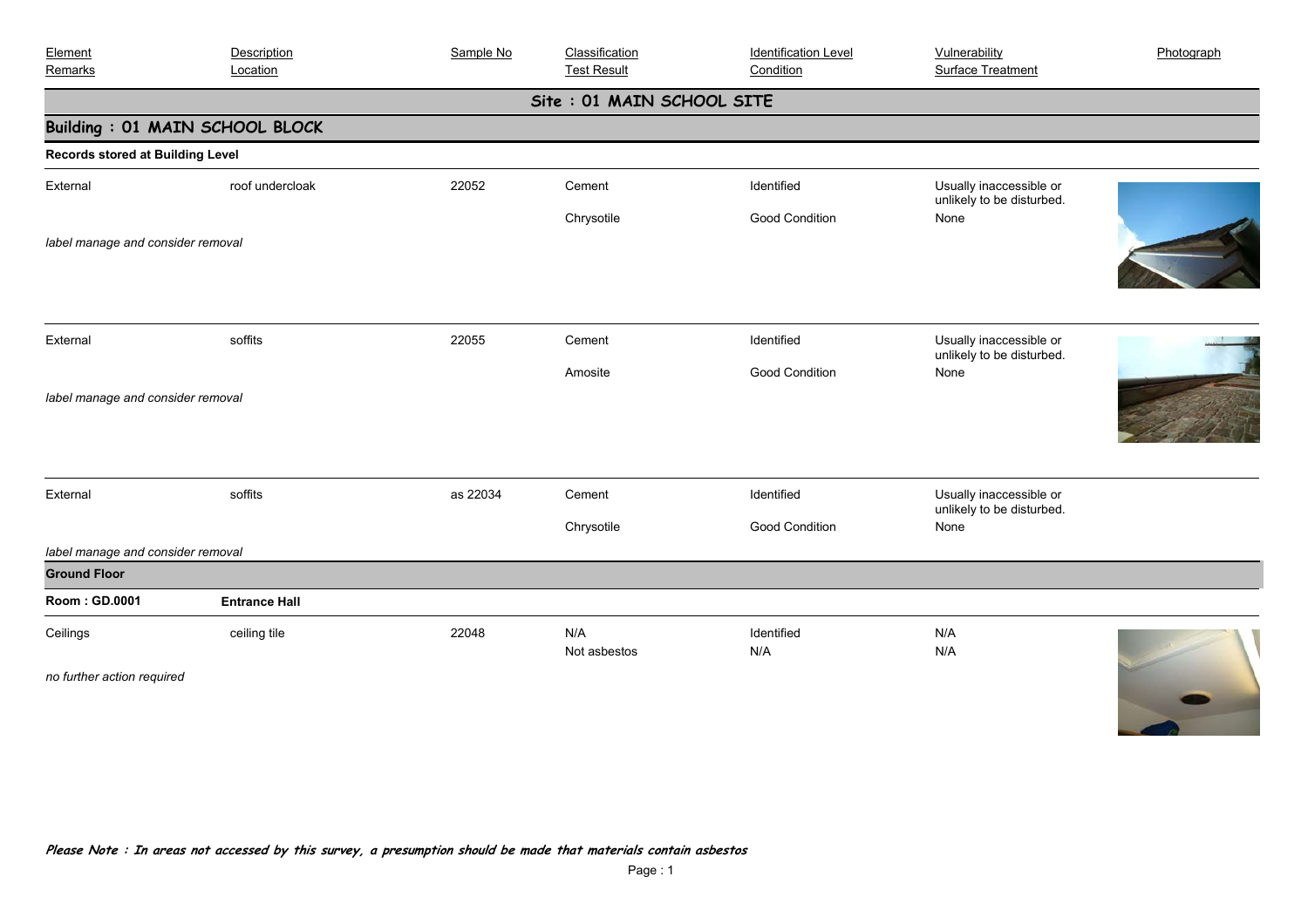| Element<br>Remarks | Description<br>Location | Sample No | Classification<br>Test Result | Identification Level<br>Condition | Vulnerability<br>Surface Treatment | Photograph |
|---|---|---|---|---|---|---|

## Site : 01 MAIN SCHOOL SITE

### Building : 01 MAIN SCHOOL BLOCK

**Records stored at Building Level**

| Element | Description | Sample No | Classification / Test Result | Identification Level / Condition | Vulnerability / Surface Treatment |
|---|---|---|---|---|---|
| External | roof undercloak | 22052 | Cement<br>Chrysotile | Identified<br>Good Condition | Usually inaccessible or unlikely to be disturbed.<br>None |
| *label manage and consider removal* | | | | | |
| External | soffits | 22055 | Cement<br>Amosite | Identified<br>Good Condition | Usually inaccessible or unlikely to be disturbed.<br>None |
| *label manage and consider removal* | | | | | |
| External | soffits | as 22034 | Cement<br>Chrysotile | Identified<br>Good Condition | Usually inaccessible or unlikely to be disturbed.<br>None |
| *label manage and consider removal* | | | | | |

**Ground Floor**

**Room : GD.0001** **Entrance Hall**

| Element | Description | Sample No | Classification / Test Result | Identification Level / Condition | Vulnerability / Surface Treatment |
|---|---|---|---|---|---|
| Ceilings | ceiling tile | 22048 | N/A<br>Not asbestos | Identified<br>N/A | N/A<br>N/A |
| *no further action required* | | | | | |

***Please Note : In areas not accessed by this survey, a presumption should be made that materials contain asbestos***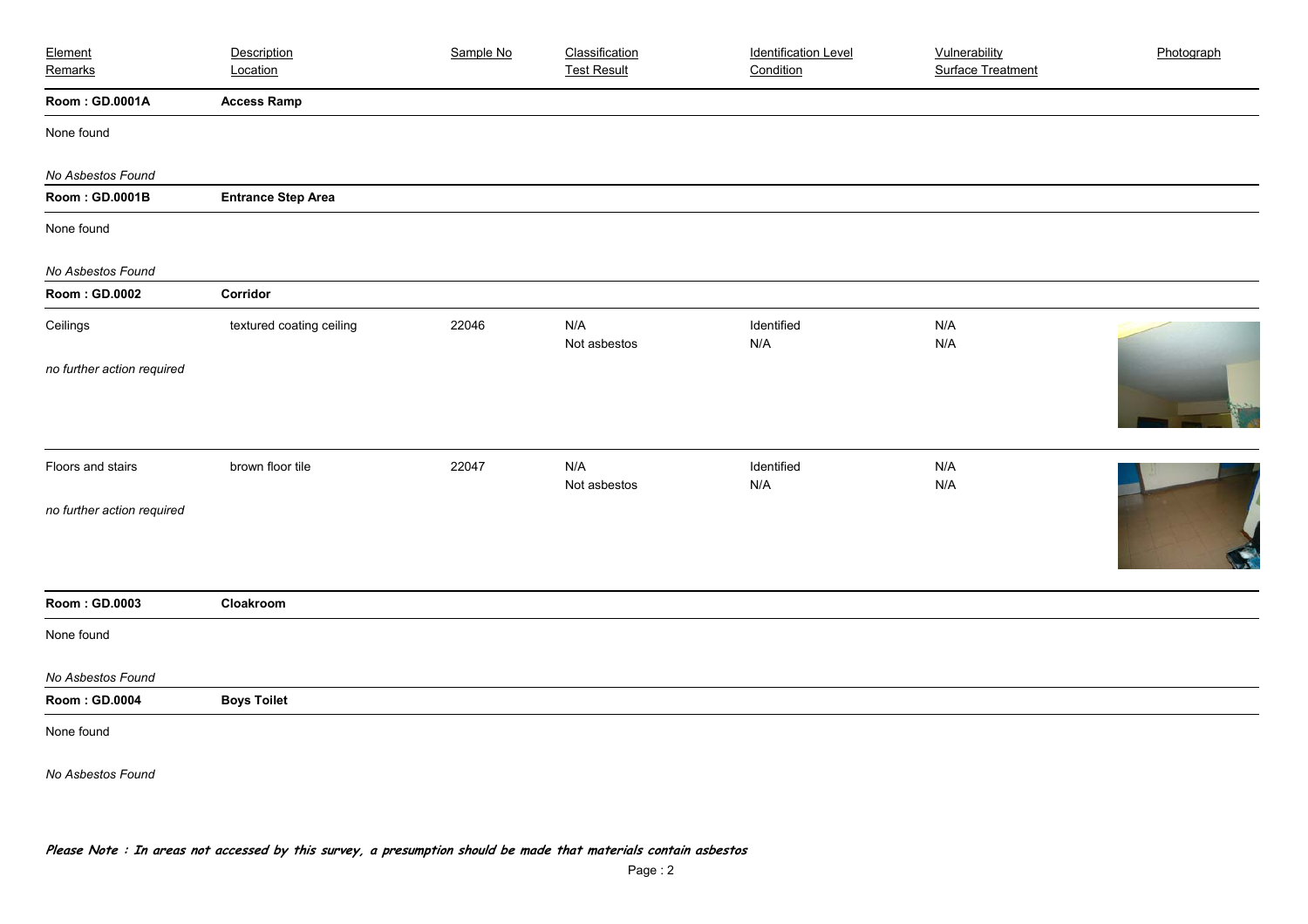| Element<br>Remarks | Description<br>Location | Sample No | Classification<br>Test Result | Identification Level<br>Condition | Vulnerability<br>Surface Treatment | Photograph |
|---|---|---|---|---|---|---|
| **Room : GD.0001A** | **Access Ramp** | | | | | |
| None found | | | | | | |
| *No Asbestos Found* | | | | | | |
| **Room : GD.0001B** | **Entrance Step Area** | | | | | |
| None found | | | | | | |
| *No Asbestos Found* | | | | | | |
| **Room : GD.0002** | **Corridor** | | | | | |
| Ceilings<br>*no further action required* | textured coating ceiling | 22046 | N/A<br>Not asbestos | Identified<br>N/A | N/A<br>N/A | |
| Floors and stairs<br>*no further action required* | brown floor tile | 22047 | N/A<br>Not asbestos | Identified<br>N/A | N/A<br>N/A | |
| **Room : GD.0003** | **Cloakroom** | | | | | |
| None found | | | | | | |
| *No Asbestos Found* | | | | | | |
| **Room : GD.0004** | **Boys Toilet** | | | | | |
| None found | | | | | | |
| *No Asbestos Found* | | | | | | |

***Please Note : In areas not accessed by this survey, a presumption should be made that materials contain asbestos***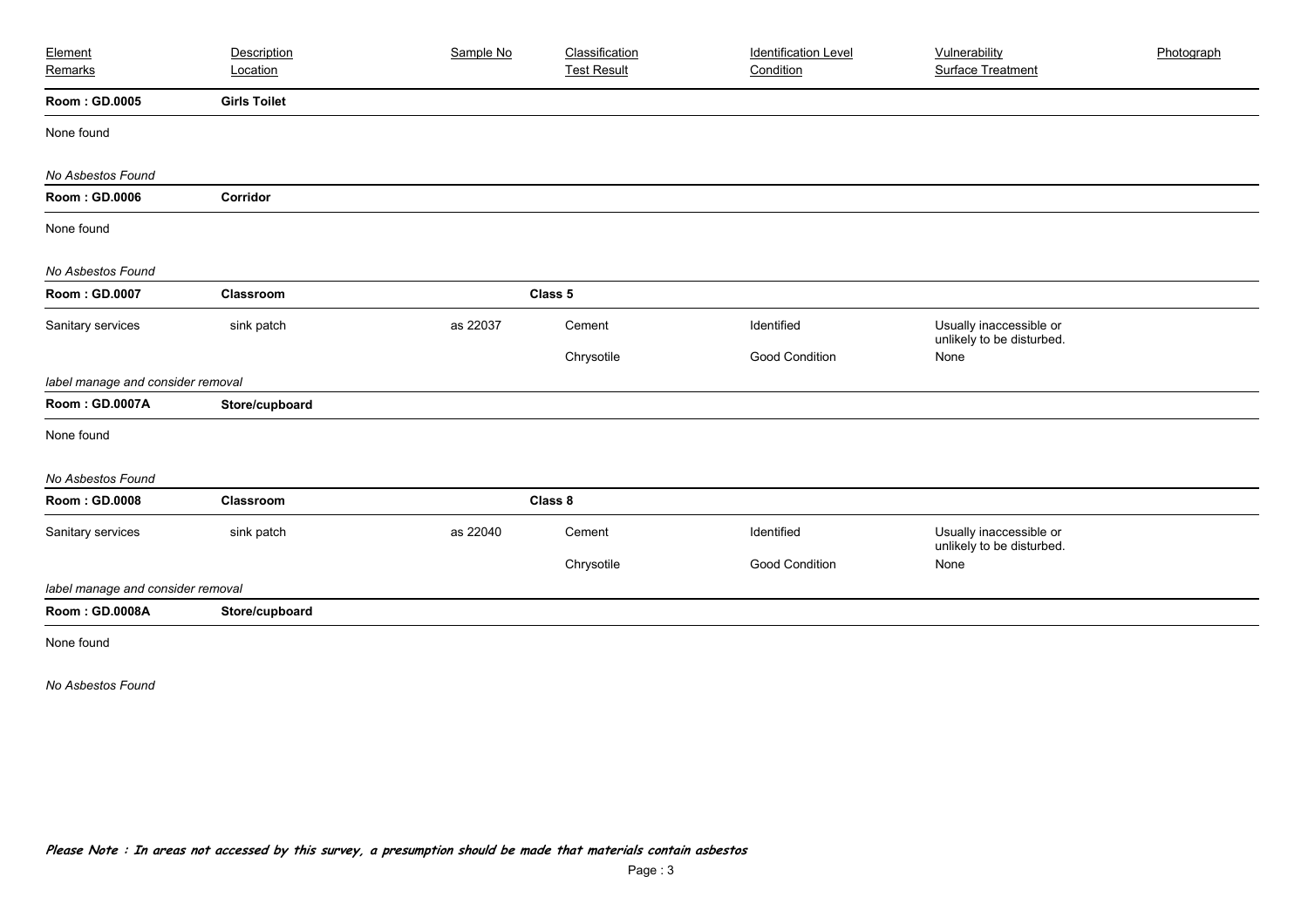| Element<br>Remarks | Description<br>Location | Sample No | Classification<br>Test Result | Identification Level<br>Condition | Vulnerability<br>Surface Treatment | Photograph |
|---|---|---|---|---|---|---|
| **Room : GD.0005** | **Girls Toilet** | | | | | |
| None found | | | | | | |
| *No Asbestos Found* | | | | | | |
| **Room : GD.0006** | **Corridor** | | | | | |
| None found | | | | | | |
| *No Asbestos Found* | | | | | | |
| **Room : GD.0007** | **Classroom** | | **Class 5** | | | |
| Sanitary services | sink patch | as 22037 | Cement | Identified | Usually inaccessible or unlikely to be disturbed. | |
| | | | Chrysotile | Good Condition | None | |
| *label manage and consider removal* | | | | | | |
| **Room : GD.0007A** | **Store/cupboard** | | | | | |
| None found | | | | | | |
| *No Asbestos Found* | | | | | | |
| **Room : GD.0008** | **Classroom** | | **Class 8** | | | |
| Sanitary services | sink patch | as 22040 | Cement | Identified | Usually inaccessible or unlikely to be disturbed. | |
| | | | Chrysotile | Good Condition | None | |
| *label manage and consider removal* | | | | | | |
| **Room : GD.0008A** | **Store/cupboard** | | | | | |
| None found | | | | | | |
| *No Asbestos Found* | | | | | | |

***Please Note : In areas not accessed by this survey, a presumption should be made that materials contain asbestos***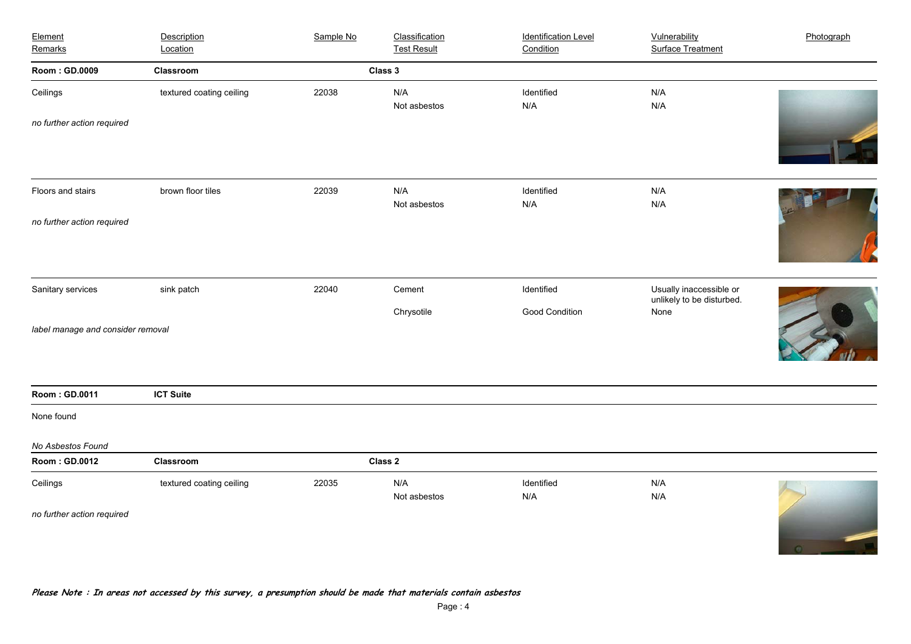| Element<br>Remarks | Description<br>Location | Sample No | Classification<br>Test Result | Identification Level<br>Condition | Vulnerability<br>Surface Treatment | Photograph |
|---|---|---|---|---|---|---|
| **Room : GD.0009** | **Classroom** | | **Class 3** | | | |
| Ceilings<br><br>*no further action required* | textured coating ceiling | 22038 | N/A<br>Not asbestos | Identified<br>N/A | N/A<br>N/A | |
| Floors and stairs<br><br>*no further action required* | brown floor tiles | 22039 | N/A<br>Not asbestos | Identified<br>N/A | N/A<br>N/A | |
| Sanitary services<br><br>*label manage and consider removal* | sink patch | 22040 | Cement<br>Chrysotile | Identified<br>Good Condition | Usually inaccessible or unlikely to be disturbed.<br>None | |
| **Room : GD.0011** | **ICT Suite** | | | | | |
| None found<br><br>*No Asbestos Found* | | | | | | |
| **Room : GD.0012** | **Classroom** | | **Class 2** | | | |
| Ceilings<br><br>*no further action required* | textured coating ceiling | 22035 | N/A<br>Not asbestos | Identified<br>N/A | N/A<br>N/A | |

***Please Note : In areas not accessed by this survey, a presumption should be made that materials contain asbestos***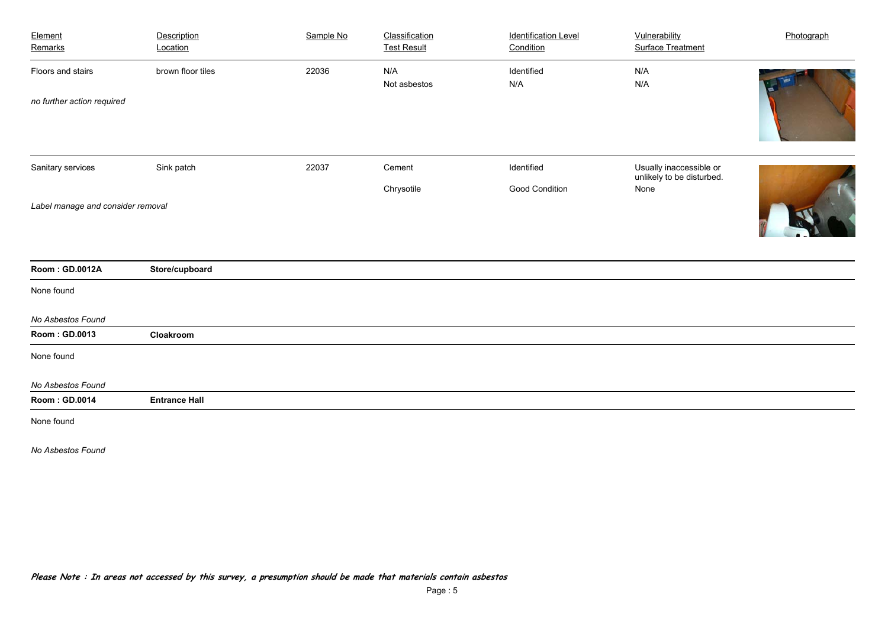| Element<br>Remarks | Description<br>Location | Sample No | Classification<br>Test Result | Identification Level<br>Condition | Vulnerability<br>Surface Treatment | Photograph |
|---|---|---|---|---|---|---|
| Floors and stairs<br><br>*no further action required* | brown floor tiles | 22036 | N/A<br>Not asbestos | Identified<br>N/A | N/A<br>N/A | |
| Sanitary services<br><br>*Label manage and consider removal* | Sink patch | 22037 | Cement<br>Chrysotile | Identified<br>Good Condition | Usually inaccessible or unlikely to be disturbed.<br>None | |

**Room : GD.0012A** **Store/cupboard**

None found

*No Asbestos Found*

**Room : GD.0013** **Cloakroom**

None found

*No Asbestos Found*

**Room : GD.0014** **Entrance Hall**

None found

*No Asbestos Found*

***Please Note : In areas not accessed by this survey, a presumption should be made that materials contain asbestos***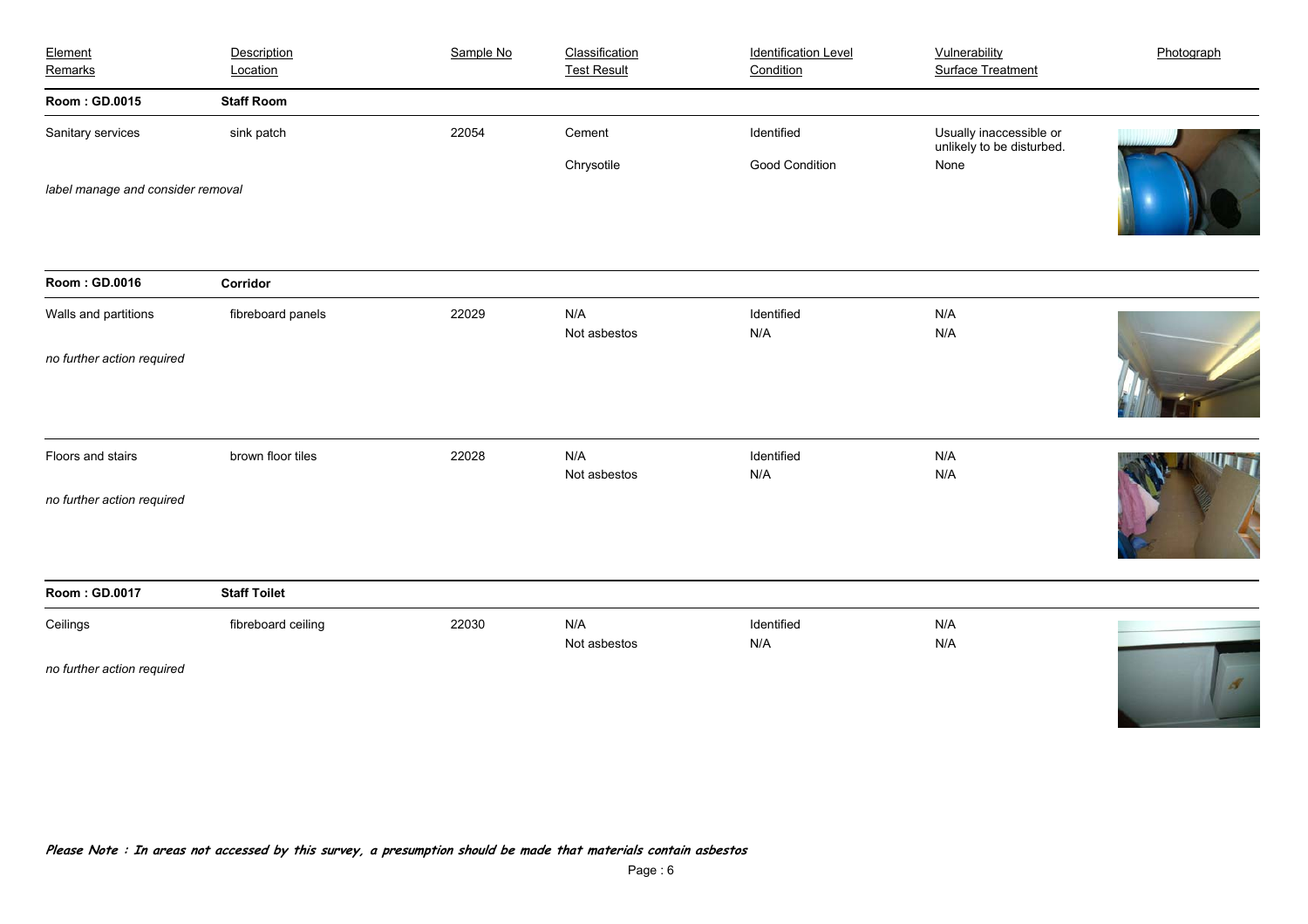| Element<br>Remarks | Description<br>Location | Sample No | Classification<br>Test Result | Identification Level<br>Condition | Vulnerability<br>Surface Treatment | Photograph |
|---|---|---|---|---|---|---|
| **Room : GD.0015** | **Staff Room** | | | | | |
| Sanitary services | sink patch | 22054 | Cement | Identified | Usually inaccessible or unlikely to be disturbed. | |
| | | | Chrysotile | Good Condition | None | |
| *label manage and consider removal* | | | | | | |
| **Room : GD.0016** | **Corridor** | | | | | |
| Walls and partitions | fibreboard panels | 22029 | N/A | Identified | N/A | |
| | | | Not asbestos | N/A | N/A | |
| *no further action required* | | | | | | |
| Floors and stairs | brown floor tiles | 22028 | N/A | Identified | N/A | |
| | | | Not asbestos | N/A | N/A | |
| *no further action required* | | | | | | |
| **Room : GD.0017** | **Staff Toilet** | | | | | |
| Ceilings | fibreboard ceiling | 22030 | N/A | Identified | N/A | |
| | | | Not asbestos | N/A | N/A | |
| *no further action required* | | | | | | |

***Please Note : In areas not accessed by this survey, a presumption should be made that materials contain asbestos***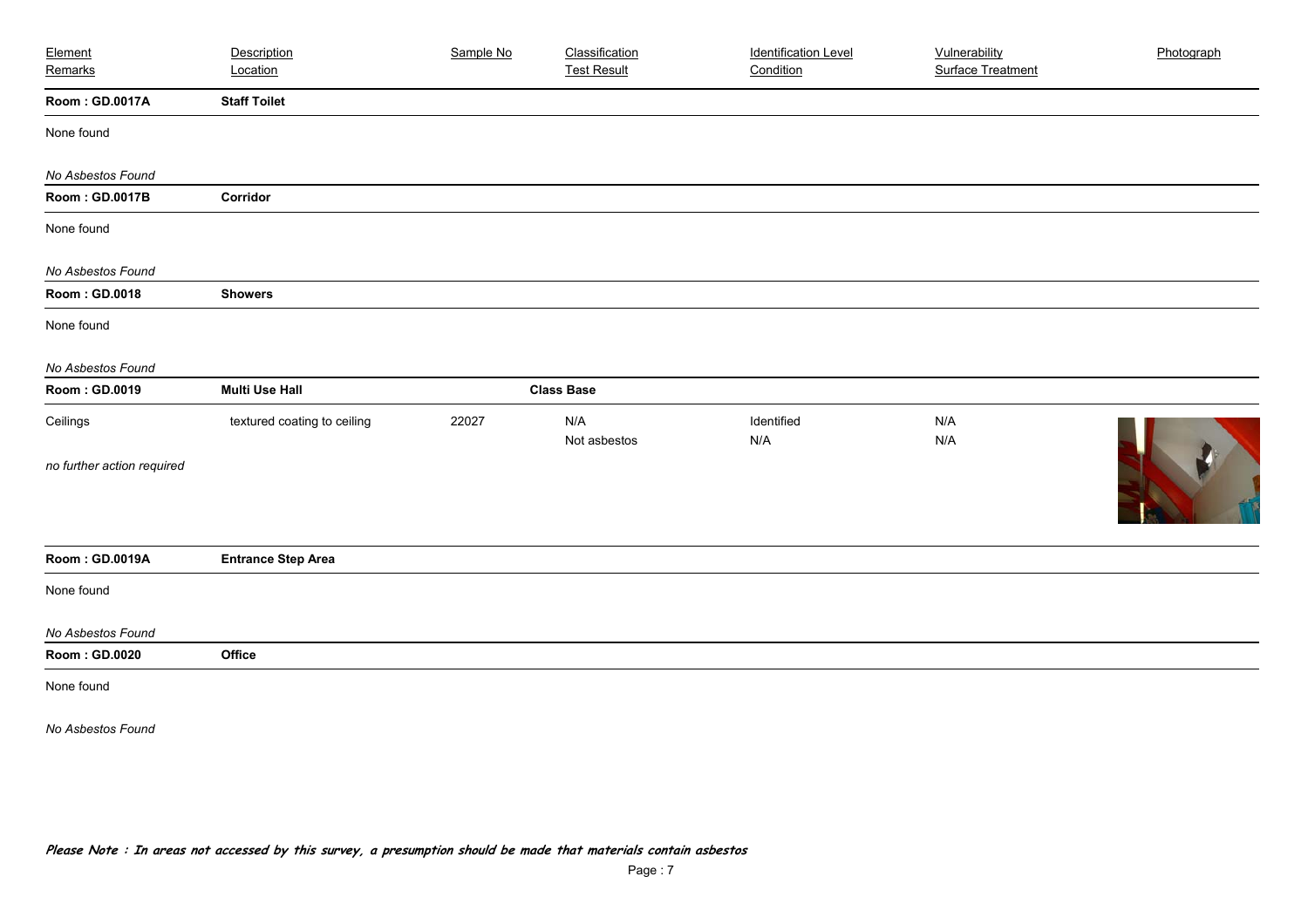| Element<br>Remarks | Description<br>Location | Sample No | Classification<br>Test Result | Identification Level<br>Condition | Vulnerability<br>Surface Treatment | Photograph |
|---|---|---|---|---|---|---|
| **Room : GD.0017A** | **Staff Toilet** | | | | | |
| None found | | | | | | |
| *No Asbestos Found* | | | | | | |
| **Room : GD.0017B** | **Corridor** | | | | | |
| None found | | | | | | |
| *No Asbestos Found* | | | | | | |
| **Room : GD.0018** | **Showers** | | | | | |
| None found | | | | | | |
| *No Asbestos Found* | | | | | | |
| **Room : GD.0019** | **Multi Use Hall** | | **Class Base** | | | |
| Ceilings | textured coating to ceiling | 22027 | N/A<br>Not asbestos | Identified<br>N/A | N/A<br>N/A | |
| *no further action required* | | | | | | |
| **Room : GD.0019A** | **Entrance Step Area** | | | | | |
| None found | | | | | | |
| *No Asbestos Found* | | | | | | |
| **Room : GD.0020** | **Office** | | | | | |
| None found | | | | | | |
| *No Asbestos Found* | | | | | | |

***Please Note : In areas not accessed by this survey, a presumption should be made that materials contain asbestos***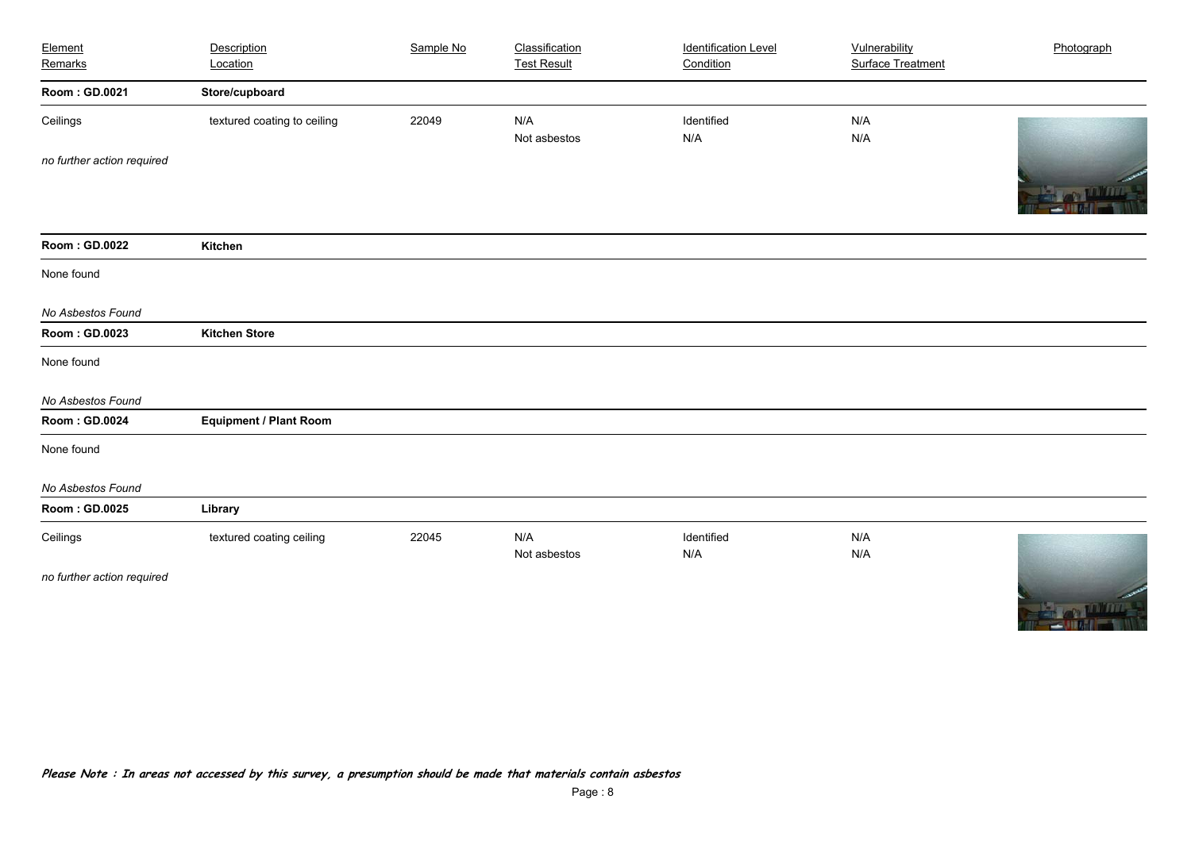| Element<br>Remarks | Description<br>Location | Sample No | Classification<br>Test Result | Identification Level<br>Condition | Vulnerability<br>Surface Treatment | Photograph |
|---|---|---|---|---|---|---|
| **Room : GD.0021** | **Store/cupboard** | | | | | |
| Ceilings | textured coating to ceiling | 22049 | N/A<br>Not asbestos | Identified<br>N/A | N/A<br>N/A | |
| *no further action required* | | | | | | |
| **Room : GD.0022** | **Kitchen** | | | | | |
| None found | | | | | | |
| *No Asbestos Found* | | | | | | |
| **Room : GD.0023** | **Kitchen Store** | | | | | |
| None found | | | | | | |
| *No Asbestos Found* | | | | | | |
| **Room : GD.0024** | **Equipment / Plant Room** | | | | | |
| None found | | | | | | |
| *No Asbestos Found* | | | | | | |
| **Room : GD.0025** | **Library** | | | | | |
| Ceilings | textured coating ceiling | 22045 | N/A<br>Not asbestos | Identified<br>N/A | N/A<br>N/A | |
| *no further action required* | | | | | | |

***Please Note : In areas not accessed by this survey, a presumption should be made that materials contain asbestos***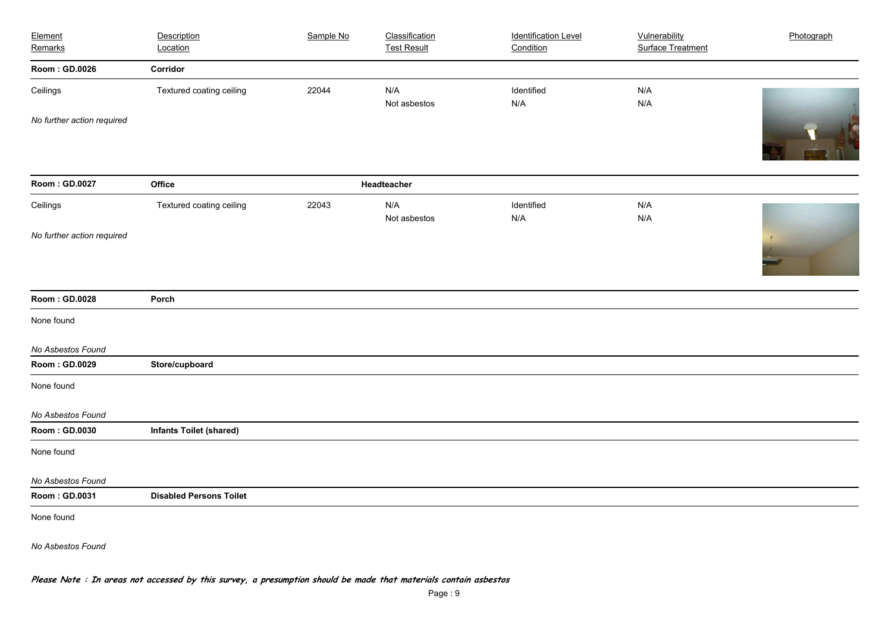| Element<br>Remarks | Description<br>Location | Sample No | Classification<br>Test Result | Identification Level<br>Condition | Vulnerability<br>Surface Treatment | Photograph |
|---|---|---|---|---|---|---|
| **Room : GD.0026** | **Corridor** | | | | | |
| Ceilings | Textured coating ceiling | 22044 | N/A<br>Not asbestos | Identified<br>N/A | N/A<br>N/A | |
| *No further action required* | | | | | | |
| **Room : GD.0027** | **Office** | | **Headteacher** | | | |
| Ceilings | Textured coating ceiling | 22043 | N/A<br>Not asbestos | Identified<br>N/A | N/A<br>N/A | |
| *No further action required* | | | | | | |
| **Room : GD.0028** | **Porch** | | | | | |
| None found | | | | | | |
| *No Asbestos Found* | | | | | | |
| **Room : GD.0029** | **Store/cupboard** | | | | | |
| None found | | | | | | |
| *No Asbestos Found* | | | | | | |
| **Room : GD.0030** | **Infants Toilet (shared)** | | | | | |
| None found | | | | | | |
| *No Asbestos Found* | | | | | | |
| **Room : GD.0031** | **Disabled Persons Toilet** | | | | | |
| None found | | | | | | |
| *No Asbestos Found* | | | | | | |

***Please Note : In areas not accessed by this survey, a presumption should be made that materials contain asbestos***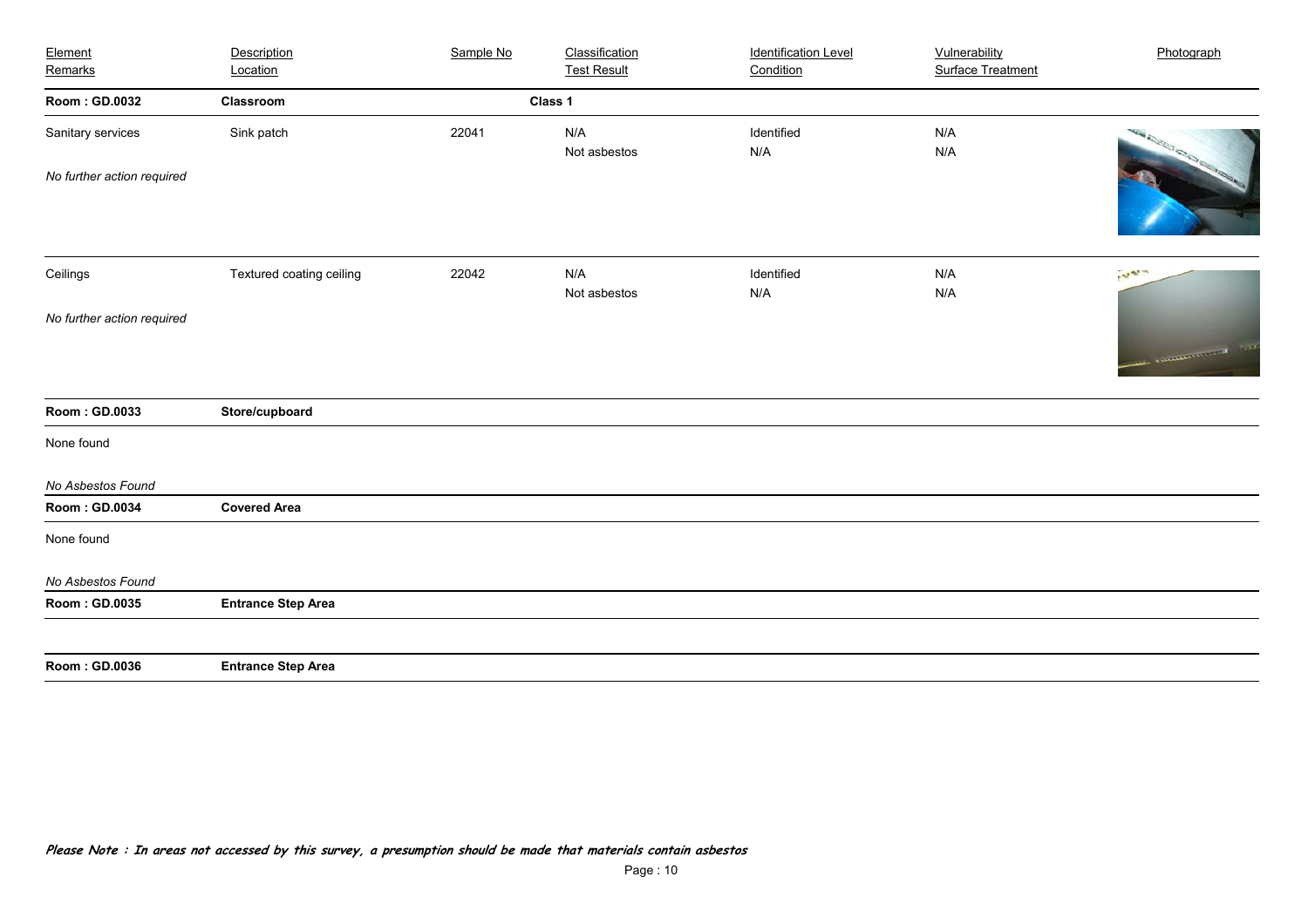| Element<br>Remarks | Description<br>Location | Sample No | Classification<br>Test Result | Identification Level<br>Condition | Vulnerability<br>Surface Treatment | Photograph |
|---|---|---|---|---|---|---|
| **Room : GD.0032** | **Classroom** | | **Class 1** | | | |
| Sanitary services<br><br>*No further action required* | Sink patch | 22041 | N/A<br>Not asbestos | Identified<br>N/A | N/A<br>N/A | |
| Ceilings<br><br>*No further action required* | Textured coating ceiling | 22042 | N/A<br>Not asbestos | Identified<br>N/A | N/A<br>N/A | |
| **Room : GD.0033** | **Store/cupboard** | | | | | |
| None found<br><br>*No Asbestos Found* | | | | | | |
| **Room : GD.0034** | **Covered Area** | | | | | |
| None found<br><br>*No Asbestos Found* | | | | | | |
| **Room : GD.0035** | **Entrance Step Area** | | | | | |
| **Room : GD.0036** | **Entrance Step Area** | | | | | |

***Please Note : In areas not accessed by this survey, a presumption should be made that materials contain asbestos***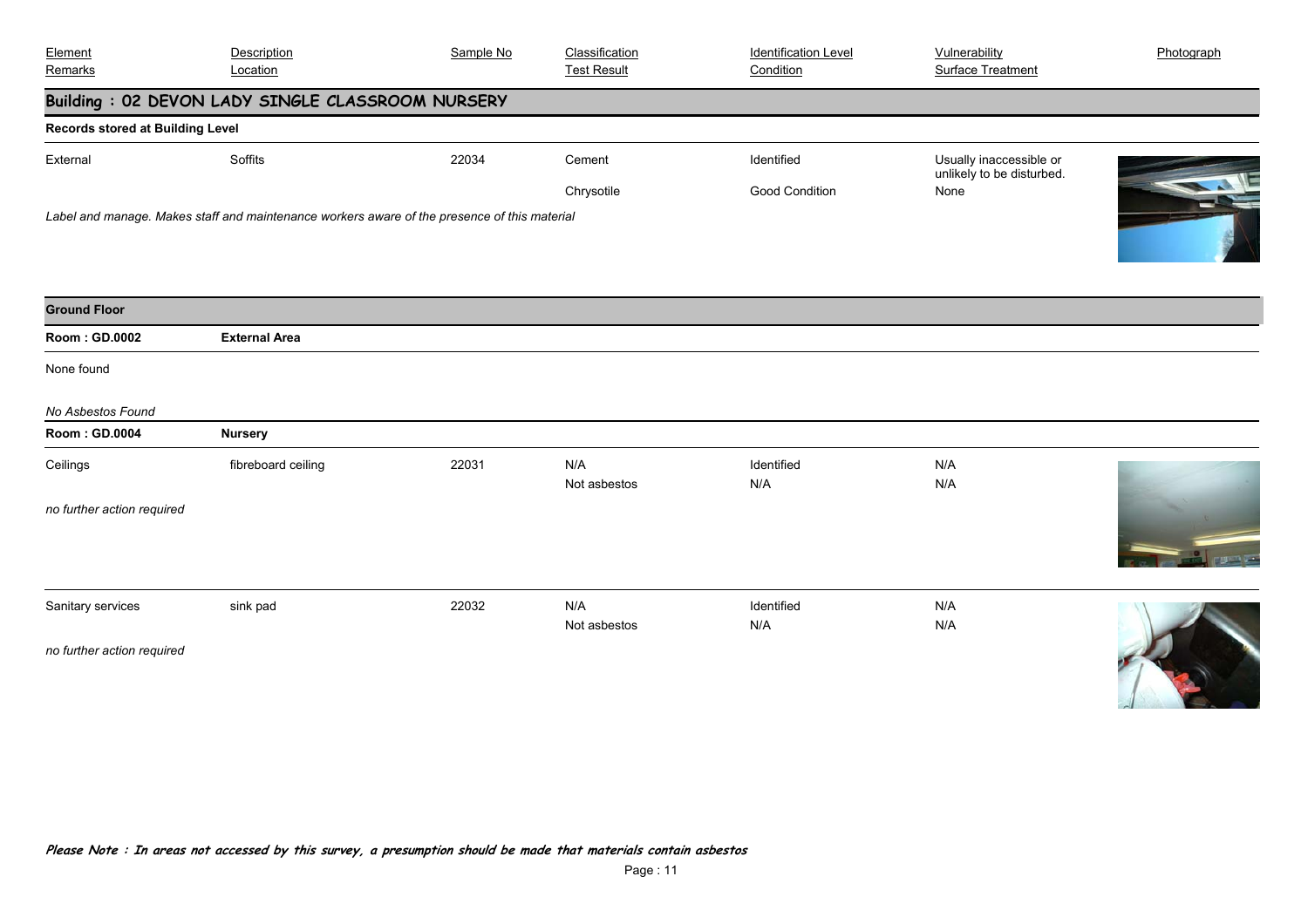| Element<br>Remarks | Description<br>Location | Sample No | Classification<br>Test Result | Identification Level<br>Condition | Vulnerability<br>Surface Treatment | Photograph |
|---|---|---|---|---|---|---|

## Building : 02 DEVON LADY SINGLE CLASSROOM NURSERY

**Records stored at Building Level**

| Element | Description | Sample No | Classification / Test Result | Identification Level / Condition | Vulnerability / Surface Treatment |
|---|---|---|---|---|---|
| External | Soffits | 22034 | Cement<br>Chrysotile | Identified<br>Good Condition | Usually inaccessible or unlikely to be disturbed.<br>None |

*Label and manage. Makes staff and maintenance workers aware of the presence of this material*

### Ground Floor

**Room : GD.0002** **External Area**

None found

*No Asbestos Found*

**Room : GD.0004** **Nursery**

| Element | Description | Sample No | Classification / Test Result | Identification Level / Condition | Vulnerability / Surface Treatment |
|---|---|---|---|---|---|
| Ceilings | fibreboard ceiling | 22031 | N/A<br>Not asbestos | Identified<br>N/A | N/A<br>N/A |

*no further action required*

| Element | Description | Sample No | Classification / Test Result | Identification Level / Condition | Vulnerability / Surface Treatment |
|---|---|---|---|---|---|
| Sanitary services | sink pad | 22032 | N/A<br>Not asbestos | Identified<br>N/A | N/A<br>N/A |

*no further action required*

***Please Note : In areas not accessed by this survey, a presumption should be made that materials contain asbestos***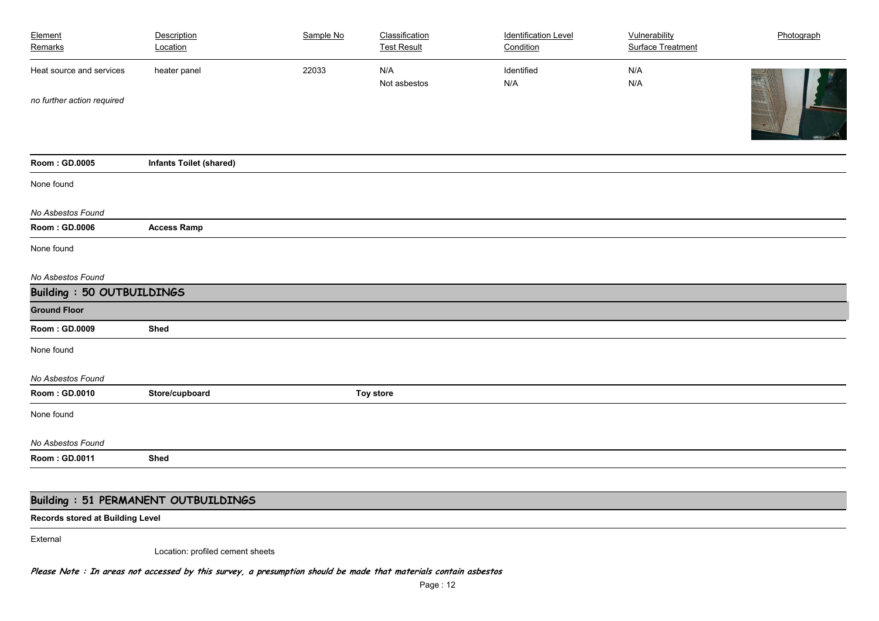| Element<br>Remarks | Description<br>Location | Sample No | Classification<br>Test Result | Identification Level<br>Condition | Vulnerability<br>Surface Treatment | Photograph |
|---|---|---|---|---|---|---|
| Heat source and services<br><br>*no further action required* | heater panel | 22033 | N/A<br>Not asbestos | Identified<br>N/A | N/A<br>N/A | |

**Room : GD.0005** | **Infants Toilet (shared)**

None found

*No Asbestos Found*

**Room : GD.0006** | **Access Ramp**

None found

*No Asbestos Found*

## Building : 50 OUTBUILDINGS

### Ground Floor

**Room : GD.0009** | **Shed**

None found

*No Asbestos Found*

**Room : GD.0010** | **Store/cupboard** | **Toy store**

None found

*No Asbestos Found*

**Room : GD.0011** | **Shed**

## Building : 51 PERMANENT OUTBUILDINGS

**Records stored at Building Level**

External

Location: profiled cement sheets

***Please Note : In areas not accessed by this survey, a presumption should be made that materials contain asbestos***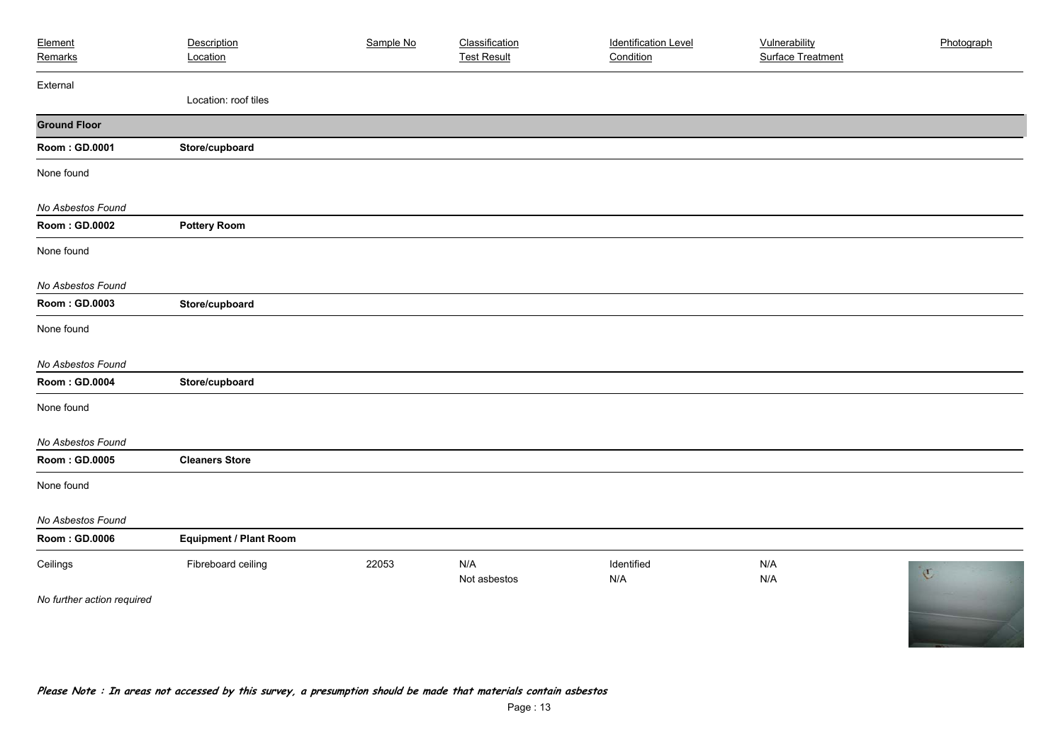| Element<br>Remarks | Description<br>Location | Sample No | Classification<br>Test Result | Identification Level<br>Condition | Vulnerability<br>Surface Treatment | Photograph |
|---|---|---|---|---|---|---|
| External | Location: roof tiles | | | | | |
| **Ground Floor** | | | | | | |
| **Room : GD.0001** | **Store/cupboard** | | | | | |
| None found | | | | | | |
| *No Asbestos Found* | | | | | | |
| **Room : GD.0002** | **Pottery Room** | | | | | |
| None found | | | | | | |
| *No Asbestos Found* | | | | | | |
| **Room : GD.0003** | **Store/cupboard** | | | | | |
| None found | | | | | | |
| *No Asbestos Found* | | | | | | |
| **Room : GD.0004** | **Store/cupboard** | | | | | |
| None found | | | | | | |
| *No Asbestos Found* | | | | | | |
| **Room : GD.0005** | **Cleaners Store** | | | | | |
| None found | | | | | | |
| *No Asbestos Found* | | | | | | |
| **Room : GD.0006** | **Equipment / Plant Room** | | | | | |
| Ceilings<br>*No further action required* | Fibreboard ceiling | 22053 | N/A<br>Not asbestos | Identified<br>N/A | N/A<br>N/A | |

***Please Note : In areas not accessed by this survey, a presumption should be made that materials contain asbestos***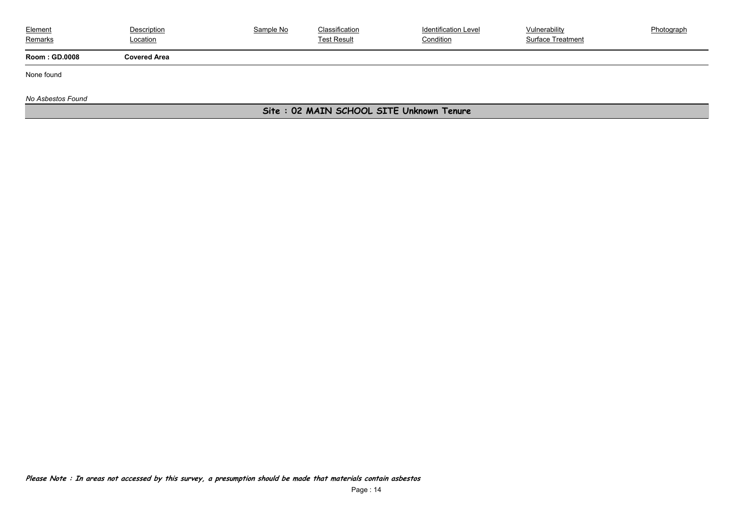| Element<br>Remarks | Description<br>Location | Sample No | Classification<br>Test Result | Identification Level<br>Condition | Vulnerability<br>Surface Treatment | Photograph |
|---|---|---|---|---|---|---|
| **Room : GD.0008** | **Covered Area** | | | | | |

None found

*No Asbestos Found*

**Site : 02 MAIN SCHOOL SITE Unknown Tenure**

***Please Note : In areas not accessed by this survey, a presumption should be made that materials contain asbestos***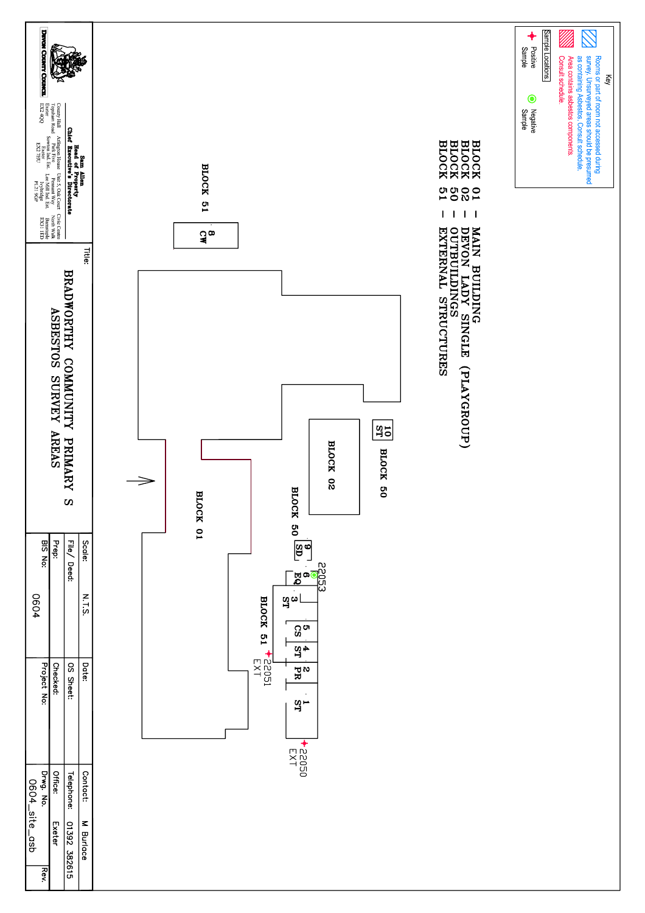**Key**

Rooms or part of room not accessed during survey. Unsurveyed areas should be presumed as containing Asbestos. Consult schedule.

Area contains asbestos components. Consult schedule.

Sample Locations

Positive Sample

Negative Sample

BLOCK 01 – MAIN BUILDING
BLOCK 02 – DEVON LADY SINGLE (PLAYGROUP)
BLOCK 50 – OUTBUILDINGS
BLOCK 51 – EXTERNAL STRUCTURES

BLOCK 51

8 CW

10 ST

BLOCK 50

BLOCK 02

BLOCK 01

BLOCK 50

9 SD

22053

6 EQ

3 ST

5 CS

4 ST

2 PR

1 ST

BLOCK 51

22051 EXT

22050 EXT

DEVON COUNTY COUNCIL

Sam Allen
Head of Property
Chief Executive's Directorate

County Hall, Topsham Road, Exeter EX2 4QQ
Arlington House, Park Five, Sowton Ind. Est., Exeter EX2 7HU
Unit 5, Oak Court, Pennant Way, Lee Mill Ind. Est., Ivybridge PL21 9GP
Civic Centre, North Walk, Barnstaple EX31 1ED

Title: BRADWORTHY COMMUNITY PRIMARY S
ASBESTOS SURVEY AREAS

| Scale: N.T.S. | Date: | Contact: M Burlace |
|---|---|---|
| File/ Deed: | OS Sheet: | Telephone: 01392 382615 |
| Prep: | Checked: | Office: Exeter |
| BIS No: 0604 | Project No: | Drwg. No. 0604_site_asb / Rev. |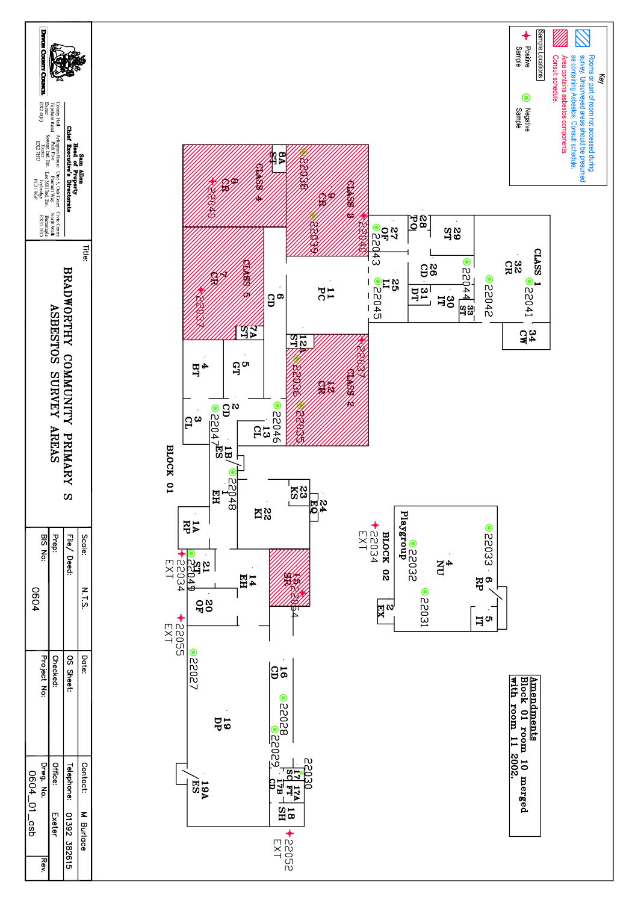# BRADWORTHY COMMUNITY PRIMARY S ASBESTOS SURVEY AREAS

**Key**

- Rooms or part of room not accessed during survey. Unsurveyed areas should be presumed as containing Asbestos. Consult schedule.
- Area contains asbestos components. Consult schedule.

**Sample Locations**

- Positive Sample
- Negative Sample

**Amendments**

Block 01 room 10 merged with room 11 2002.

BLOCK 01

BLOCK 02

Devon County Council

Sam Allen
Head of Property
Chief Executive's Directorate

County Hall, Topsham Road, Exeter EX2 4QQ
Ashburton House, Sowton Ind. Est., Exeter EX2 7HU
Unit 5, Park Five, Lee Mill Ind. Est., Ivybridge PL21 9GP
Oak Court, Pennant Way, Barnstaple EX31 1ED
Civic Centre, North Walk, Barnstaple

| | | | |
|---|---|---|---|
| Title: BRADWORTHY COMMUNITY PRIMARY S ASBESTOS SURVEY AREAS | | | |
| Scale: N.T.S. | Date: | Contact: M Burlace | |
| File/ Deed: | OS Sheet: | Telephone: 01392 382615 | |
| Prep: | Checked: | Office: Exeter | |
| BIS No: 0604 | Project No: | Drwg. No. 0604_01_asb | Rev. |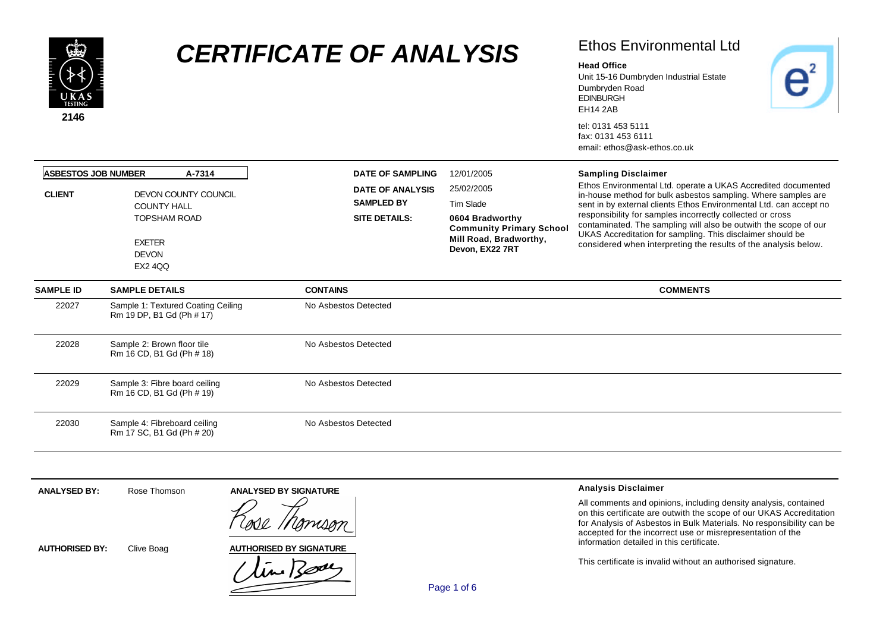2146

# *CERTIFICATE OF ANALYSIS*

## Ethos Environmental Ltd

**Head Office**
Unit 15-16 Dumbryden Industrial Estate
Dumbryden Road
EDINBURGH
EH14 2AB

tel: 0131 453 5111
fax: 0131 453 6111
email: ethos@ask-ethos.co.uk

**ASBESTOS JOB NUMBER** A-7314

**CLIENT** DEVON COUNTY COUNCIL
COUNTY HALL
TOPSHAM ROAD

EXETER
DEVON
EX2 4QQ

**DATE OF SAMPLING** 12/01/2005
**DATE OF ANALYSIS** 25/02/2005
**SAMPLED BY** Tim Slade
**SITE DETAILS:** **0604 Bradworthy Community Primary School Mill Road, Bradworthy, Devon, EX22 7RT**

**Sampling Disclaimer**
Ethos Environmental Ltd. operate a UKAS Accredited documented in-house method for bulk asbestos sampling. Where samples are sent in by external clients Ethos Environmental Ltd. can accept no responsibility for samples incorrectly collected or cross contaminated. The sampling will also be outwith the scope of our UKAS Accreditation for sampling. This disclaimer should be considered when interpreting the results of the analysis below.

| SAMPLE ID | SAMPLE DETAILS | CONTAINS | COMMENTS |
|---|---|---|---|
| 22027 | Sample 1: Textured Coating Ceiling Rm 19 DP, B1 Gd (Ph # 17) | No Asbestos Detected | |
| 22028 | Sample 2: Brown floor tile Rm 16 CD, B1 Gd (Ph # 18) | No Asbestos Detected | |
| 22029 | Sample 3: Fibre board ceiling Rm 16 CD, B1 Gd (Ph # 19) | No Asbestos Detected | |
| 22030 | Sample 4: Fibreboard ceiling Rm 17 SC, B1 Gd (Ph # 20) | No Asbestos Detected | |

**ANALYSED BY:** Rose Thomson
**ANALYSED BY SIGNATURE**
Rose Thomson

**AUTHORISED BY:** Clive Boag
**AUTHORISED BY SIGNATURE**
Clive Boag

**Analysis Disclaimer**
All comments and opinions, including density analysis, contained on this certificate are outwith the scope of our UKAS Accreditation for Analysis of Asbestos in Bulk Materials. No responsibility can be accepted for the incorrect use or misrepresentation of the information detailed in this certificate.

This certificate is invalid without an authorised signature.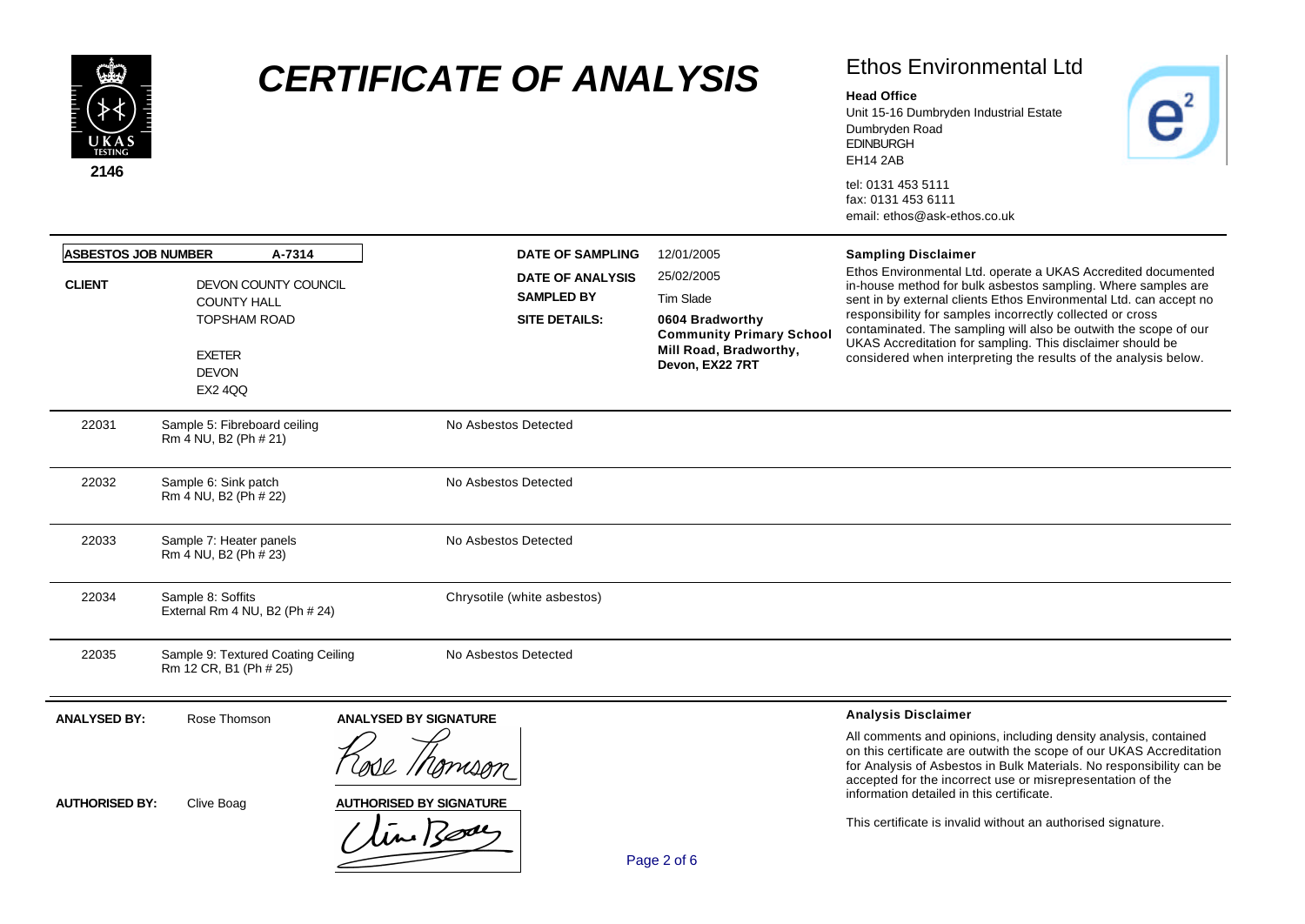UKAS TESTING
2146

# CERTIFICATE OF ANALYSIS

## Ethos Environmental Ltd

**Head Office**
Unit 15-16 Dumbryden Industrial Estate
Dumbryden Road
EDINBURGH
EH14 2AB

tel: 0131 453 5111
fax: 0131 453 6111
email: ethos@ask-ethos.co.uk

**ASBESTOS JOB NUMBER** A-7314

**CLIENT**
DEVON COUNTY COUNCIL
COUNTY HALL
TOPSHAM ROAD
EXETER
DEVON
EX2 4QQ

**DATE OF SAMPLING** 12/01/2005
**DATE OF ANALYSIS** 25/02/2005
**SAMPLED BY** Tim Slade
**SITE DETAILS:** **0604 Bradworthy Community Primary School Mill Road, Bradworthy, Devon, EX22 7RT**

**Sampling Disclaimer**
Ethos Environmental Ltd. operate a UKAS Accredited documented in-house method for bulk asbestos sampling. Where samples are sent in by external clients Ethos Environmental Ltd. can accept no responsibility for samples incorrectly collected or cross contaminated. The sampling will also be outwith the scope of our UKAS Accreditation for sampling. This disclaimer should be considered when interpreting the results of the analysis below.

| | | |
|---|---|---|
| 22031 | Sample 5: Fibreboard ceiling<br>Rm 4 NU, B2 (Ph # 21) | No Asbestos Detected |
| 22032 | Sample 6: Sink patch<br>Rm 4 NU, B2 (Ph # 22) | No Asbestos Detected |
| 22033 | Sample 7: Heater panels<br>Rm 4 NU, B2 (Ph # 23) | No Asbestos Detected |
| 22034 | Sample 8: Soffits<br>External Rm 4 NU, B2 (Ph # 24) | Chrysotile (white asbestos) |
| 22035 | Sample 9: Textured Coating Ceiling<br>Rm 12 CR, B1 (Ph # 25) | No Asbestos Detected |

**ANALYSED BY:** Rose Thomson
**ANALYSED BY SIGNATURE** Rose Thomson

**AUTHORISED BY:** Clive Boag
**AUTHORISED BY SIGNATURE** Clive Boag

**Analysis Disclaimer**
All comments and opinions, including density analysis, contained on this certificate are outwith the scope of our UKAS Accreditation for Analysis of Asbestos in Bulk Materials. No responsibility can be accepted for the incorrect use or misrepresentation of the information detailed in this certificate.

This certificate is invalid without an authorised signature.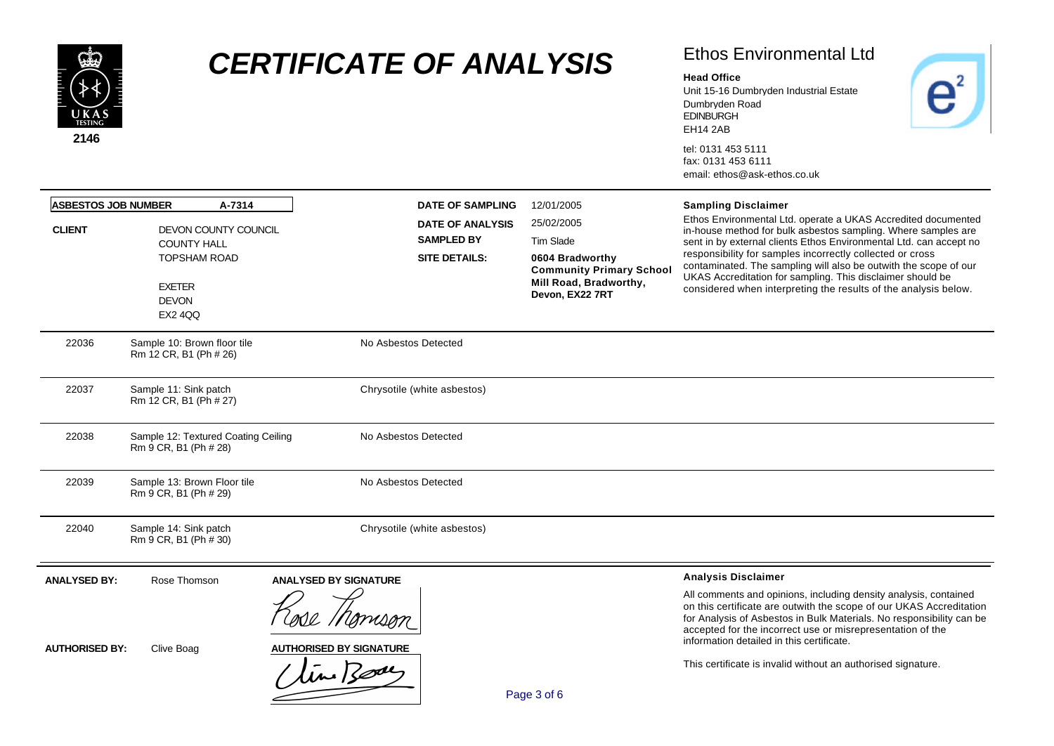# CERTIFICATE OF ANALYSIS

UKAS TESTING 2146

## Ethos Environmental Ltd

**Head Office**
Unit 15-16 Dumbryden Industrial Estate
Dumbryden Road
EDINBURGH
EH14 2AB

tel: 0131 453 5111
fax: 0131 453 6111
email: ethos@ask-ethos.co.uk

**ASBESTOS JOB NUMBER** A-7314

**CLIENT** DEVON COUNTY COUNCIL
COUNTY HALL
TOPSHAM ROAD

EXETER
DEVON
EX2 4QQ

**DATE OF SAMPLING** 12/01/2005
**DATE OF ANALYSIS** 25/02/2005
**SAMPLED BY** Tim Slade
**SITE DETAILS:** **0604 Bradworthy Community Primary School Mill Road, Bradworthy, Devon, EX22 7RT**

**Sampling Disclaimer**
Ethos Environmental Ltd. operate a UKAS Accredited documented in-house method for bulk asbestos sampling. Where samples are sent in by external clients Ethos Environmental Ltd. can accept no responsibility for samples incorrectly collected or cross contaminated. The sampling will also be outwith the scope of our UKAS Accreditation for sampling. This disclaimer should be considered when interpreting the results of the analysis below.

| | | |
|---|---|---|
| 22036 | Sample 10: Brown floor tile<br>Rm 12 CR, B1 (Ph # 26) | No Asbestos Detected |
| 22037 | Sample 11: Sink patch<br>Rm 12 CR, B1 (Ph # 27) | Chrysotile (white asbestos) |
| 22038 | Sample 12: Textured Coating Ceiling<br>Rm 9 CR, B1 (Ph # 28) | No Asbestos Detected |
| 22039 | Sample 13: Brown Floor tile<br>Rm 9 CR, B1 (Ph # 29) | No Asbestos Detected |
| 22040 | Sample 14: Sink patch<br>Rm 9 CR, B1 (Ph # 30) | Chrysotile (white asbestos) |

**ANALYSED BY:** Rose Thomson **ANALYSED BY SIGNATURE** Rose Thomson

**AUTHORISED BY:** Clive Boag **AUTHORISED BY SIGNATURE** Clive Boag

**Analysis Disclaimer**

All comments and opinions, including density analysis, contained on this certificate are outwith the scope of our UKAS Accreditation for Analysis of Asbestos in Bulk Materials. No responsibility can be accepted for the incorrect use or misrepresentation of the information detailed in this certificate.

This certificate is invalid without an authorised signature.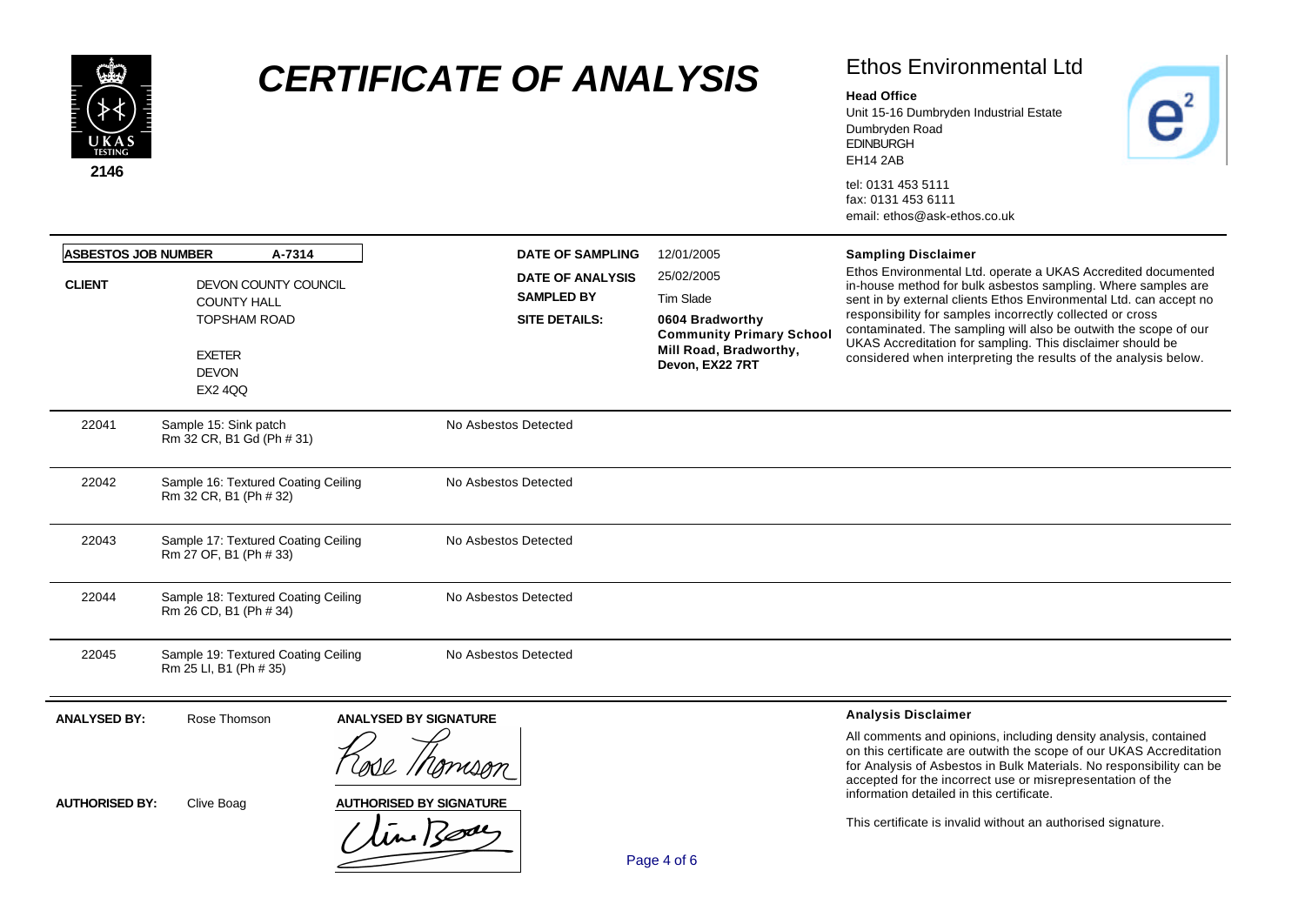UKAS TESTING 2146

# CERTIFICATE OF ANALYSIS

## Ethos Environmental Ltd

**Head Office**
Unit 15-16 Dumbryden Industrial Estate
Dumbryden Road
EDINBURGH
EH14 2AB

tel: 0131 453 5111
fax: 0131 453 6111
email: ethos@ask-ethos.co.uk

**ASBESTOS JOB NUMBER** A-7314

**CLIENT** DEVON COUNTY COUNCIL
COUNTY HALL
TOPSHAM ROAD
EXETER
DEVON
EX2 4QQ

**DATE OF SAMPLING** 12/01/2005
**DATE OF ANALYSIS** 25/02/2005
**SAMPLED BY** Tim Slade
**SITE DETAILS:** **0604 Bradworthy Community Primary School Mill Road, Bradworthy, Devon, EX22 7RT**

**Sampling Disclaimer**
Ethos Environmental Ltd. operate a UKAS Accredited documented in-house method for bulk asbestos sampling. Where samples are sent in by external clients Ethos Environmental Ltd. can accept no responsibility for samples incorrectly collected or cross contaminated. The sampling will also be outwith the scope of our UKAS Accreditation for sampling. This disclaimer should be considered when interpreting the results of the analysis below.

| | | |
|---|---|---|
| 22041 | Sample 15: Sink patch<br>Rm 32 CR, B1 Gd (Ph # 31) | No Asbestos Detected |
| 22042 | Sample 16: Textured Coating Ceiling<br>Rm 32 CR, B1 (Ph # 32) | No Asbestos Detected |
| 22043 | Sample 17: Textured Coating Ceiling<br>Rm 27 OF, B1 (Ph # 33) | No Asbestos Detected |
| 22044 | Sample 18: Textured Coating Ceiling<br>Rm 26 CD, B1 (Ph # 34) | No Asbestos Detected |
| 22045 | Sample 19: Textured Coating Ceiling<br>Rm 25 LI, B1 (Ph # 35) | No Asbestos Detected |

**ANALYSED BY:** Rose Thomson
**ANALYSED BY SIGNATURE** Rose Thomson

**AUTHORISED BY:** Clive Boag
**AUTHORISED BY SIGNATURE** Clive Boag

**Analysis Disclaimer**
All comments and opinions, including density analysis, contained on this certificate are outwith the scope of our UKAS Accreditation for Analysis of Asbestos in Bulk Materials. No responsibility can be accepted for the incorrect use or misrepresentation of the information detailed in this certificate.

This certificate is invalid without an authorised signature.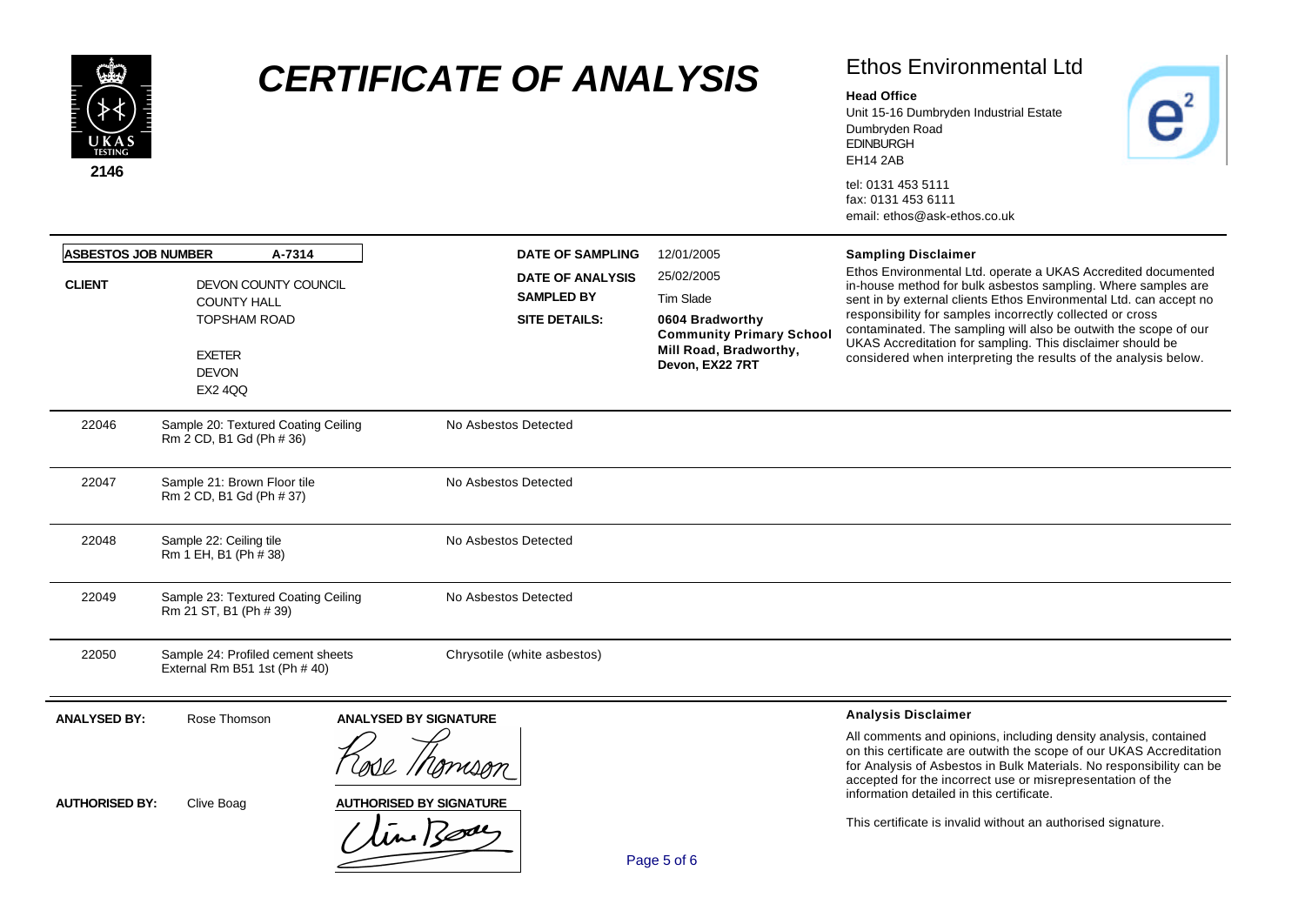# *CERTIFICATE OF ANALYSIS*

UKAS TESTING
2146

## Ethos Environmental Ltd

**Head Office**
Unit 15-16 Dumbryden Industrial Estate
Dumbryden Road
EDINBURGH
EH14 2AB

tel: 0131 453 5111
fax: 0131 453 6111
email: ethos@ask-ethos.co.uk

**ASBESTOS JOB NUMBER** A-7314

**CLIENT**
DEVON COUNTY COUNCIL
COUNTY HALL
TOPSHAM ROAD

EXETER
DEVON
EX2 4QQ

**DATE OF SAMPLING** 12/01/2005
**DATE OF ANALYSIS** 25/02/2005
**SAMPLED BY** Tim Slade
**SITE DETAILS:** **0604 Bradworthy Community Primary School Mill Road, Bradworthy, Devon, EX22 7RT**

**Sampling Disclaimer**

Ethos Environmental Ltd. operate a UKAS Accredited documented in-house method for bulk asbestos sampling. Where samples are sent in by external clients Ethos Environmental Ltd. can accept no responsibility for samples incorrectly collected or cross contaminated. The sampling will also be outwith the scope of our UKAS Accreditation for sampling. This disclaimer should be considered when interpreting the results of the analysis below.

| | | |
|---|---|---|
| 22046 | Sample 20: Textured Coating Ceiling<br>Rm 2 CD, B1 Gd (Ph # 36) | No Asbestos Detected |
| 22047 | Sample 21: Brown Floor tile<br>Rm 2 CD, B1 Gd (Ph # 37) | No Asbestos Detected |
| 22048 | Sample 22: Ceiling tile<br>Rm 1 EH, B1 (Ph # 38) | No Asbestos Detected |
| 22049 | Sample 23: Textured Coating Ceiling<br>Rm 21 ST, B1 (Ph # 39) | No Asbestos Detected |
| 22050 | Sample 24: Profiled cement sheets<br>External Rm B51 1st (Ph # 40) | Chrysotile (white asbestos) |

**ANALYSED BY:** Rose Thomson **ANALYSED BY SIGNATURE** Rose Thomson

**AUTHORISED BY:** Clive Boag **AUTHORISED BY SIGNATURE** Clive Boag

**Analysis Disclaimer**

All comments and opinions, including density analysis, contained on this certificate are outwith the scope of our UKAS Accreditation for Analysis of Asbestos in Bulk Materials. No responsibility can be accepted for the incorrect use or misrepresentation of the information detailed in this certificate.

This certificate is invalid without an authorised signature.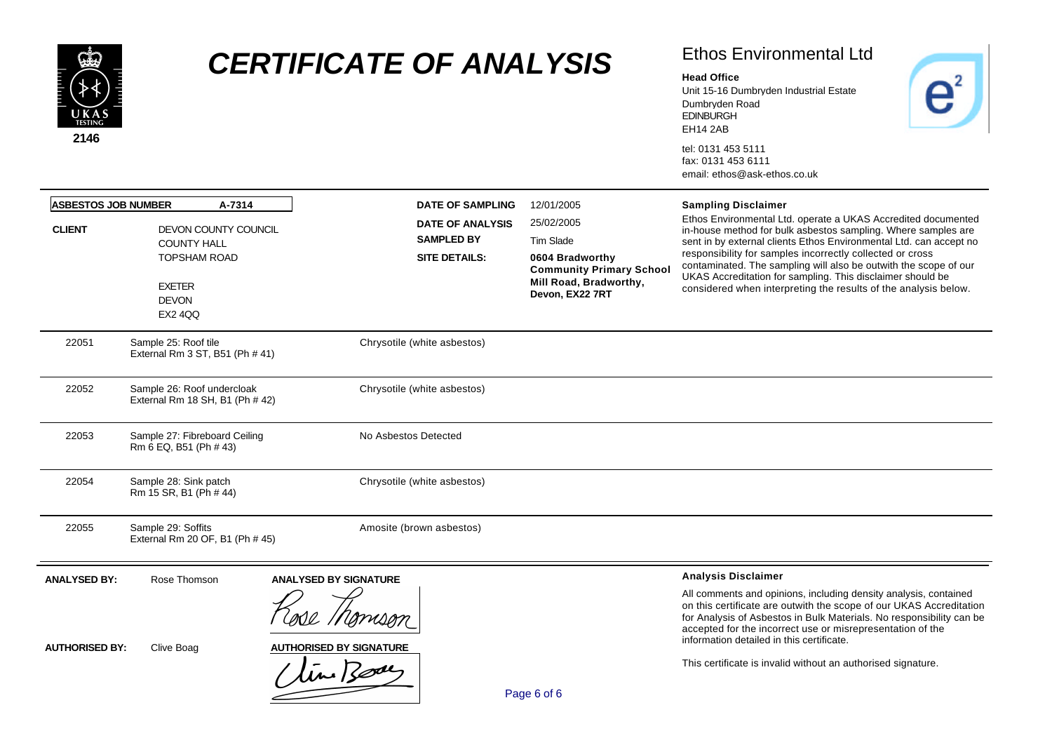2146

# CERTIFICATE OF ANALYSIS

## Ethos Environmental Ltd

**Head Office**
Unit 15-16 Dumbryden Industrial Estate
Dumbryden Road
EDINBURGH
EH14 2AB

tel: 0131 453 5111
fax: 0131 453 6111
email: ethos@ask-ethos.co.uk

**ASBESTOS JOB NUMBER** A-7314

**CLIENT** DEVON COUNTY COUNCIL
COUNTY HALL
TOPSHAM ROAD

EXETER
DEVON
EX2 4QQ

**DATE OF SAMPLING** 12/01/2005
**DATE OF ANALYSIS** 25/02/2005
**SAMPLED BY** Tim Slade
**SITE DETAILS:** **0604 Bradworthy Community Primary School Mill Road, Bradworthy, Devon, EX22 7RT**

**Sampling Disclaimer**
Ethos Environmental Ltd. operate a UKAS Accredited documented in-house method for bulk asbestos sampling. Where samples are sent in by external clients Ethos Environmental Ltd. can accept no responsibility for samples incorrectly collected or cross contaminated. The sampling will also be outwith the scope of our UKAS Accreditation for sampling. This disclaimer should be considered when interpreting the results of the analysis below.

| | | |
|---|---|---|
| 22051 | Sample 25: Roof tile<br>External Rm 3 ST, B51 (Ph # 41) | Chrysotile (white asbestos) |
| 22052 | Sample 26: Roof undercloak<br>External Rm 18 SH, B1 (Ph # 42) | Chrysotile (white asbestos) |
| 22053 | Sample 27: Fibreboard Ceiling<br>Rm 6 EQ, B51 (Ph # 43) | No Asbestos Detected |
| 22054 | Sample 28: Sink patch<br>Rm 15 SR, B1 (Ph # 44) | Chrysotile (white asbestos) |
| 22055 | Sample 29: Soffits<br>External Rm 20 OF, B1 (Ph # 45) | Amosite (brown asbestos) |

**ANALYSED BY:** Rose Thomson **ANALYSED BY SIGNATURE** Rose Thomson

**AUTHORISED BY:** Clive Boag **AUTHORISED BY SIGNATURE** Clive Boag

**Analysis Disclaimer**

All comments and opinions, including density analysis, contained on this certificate are outwith the scope of our UKAS Accreditation for Analysis of Asbestos in Bulk Materials. No responsibility can be accepted for the incorrect use or misrepresentation of the information detailed in this certificate.

This certificate is invalid without an authorised signature.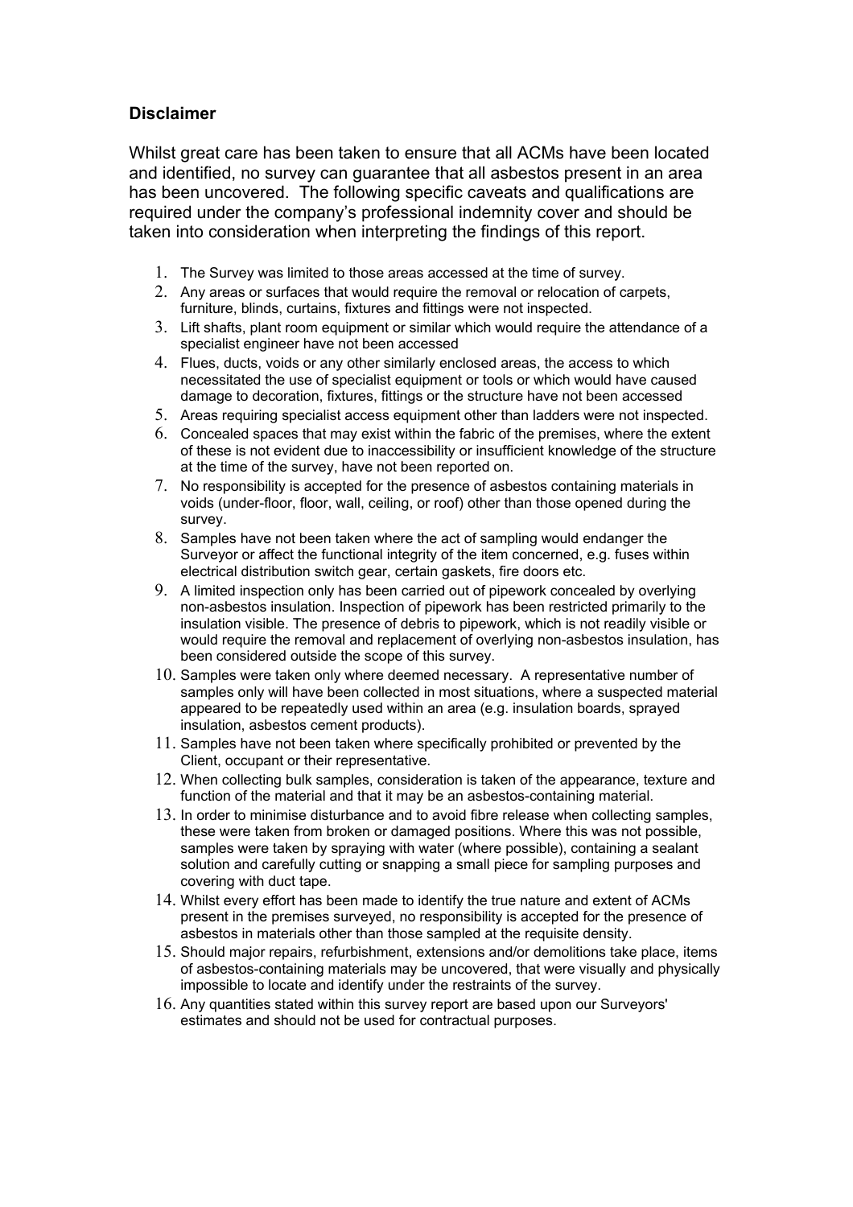## Disclaimer

Whilst great care has been taken to ensure that all ACMs have been located and identified, no survey can guarantee that all asbestos present in an area has been uncovered. The following specific caveats and qualifications are required under the company's professional indemnity cover and should be taken into consideration when interpreting the findings of this report.

1. The Survey was limited to those areas accessed at the time of survey.
2. Any areas or surfaces that would require the removal or relocation of carpets, furniture, blinds, curtains, fixtures and fittings were not inspected.
3. Lift shafts, plant room equipment or similar which would require the attendance of a specialist engineer have not been accessed
4. Flues, ducts, voids or any other similarly enclosed areas, the access to which necessitated the use of specialist equipment or tools or which would have caused damage to decoration, fixtures, fittings or the structure have not been accessed
5. Areas requiring specialist access equipment other than ladders were not inspected.
6. Concealed spaces that may exist within the fabric of the premises, where the extent of these is not evident due to inaccessibility or insufficient knowledge of the structure at the time of the survey, have not been reported on.
7. No responsibility is accepted for the presence of asbestos containing materials in voids (under-floor, floor, wall, ceiling, or roof) other than those opened during the survey.
8. Samples have not been taken where the act of sampling would endanger the Surveyor or affect the functional integrity of the item concerned, e.g. fuses within electrical distribution switch gear, certain gaskets, fire doors etc.
9. A limited inspection only has been carried out of pipework concealed by overlying non-asbestos insulation. Inspection of pipework has been restricted primarily to the insulation visible. The presence of debris to pipework, which is not readily visible or would require the removal and replacement of overlying non-asbestos insulation, has been considered outside the scope of this survey.
10. Samples were taken only where deemed necessary. A representative number of samples only will have been collected in most situations, where a suspected material appeared to be repeatedly used within an area (e.g. insulation boards, sprayed insulation, asbestos cement products).
11. Samples have not been taken where specifically prohibited or prevented by the Client, occupant or their representative.
12. When collecting bulk samples, consideration is taken of the appearance, texture and function of the material and that it may be an asbestos-containing material.
13. In order to minimise disturbance and to avoid fibre release when collecting samples, these were taken from broken or damaged positions. Where this was not possible, samples were taken by spraying with water (where possible), containing a sealant solution and carefully cutting or snapping a small piece for sampling purposes and covering with duct tape.
14. Whilst every effort has been made to identify the true nature and extent of ACMs present in the premises surveyed, no responsibility is accepted for the presence of asbestos in materials other than those sampled at the requisite density.
15. Should major repairs, refurbishment, extensions and/or demolitions take place, items of asbestos-containing materials may be uncovered, that were visually and physically impossible to locate and identify under the restraints of the survey.
16. Any quantities stated within this survey report are based upon our Surveyors' estimates and should not be used for contractual purposes.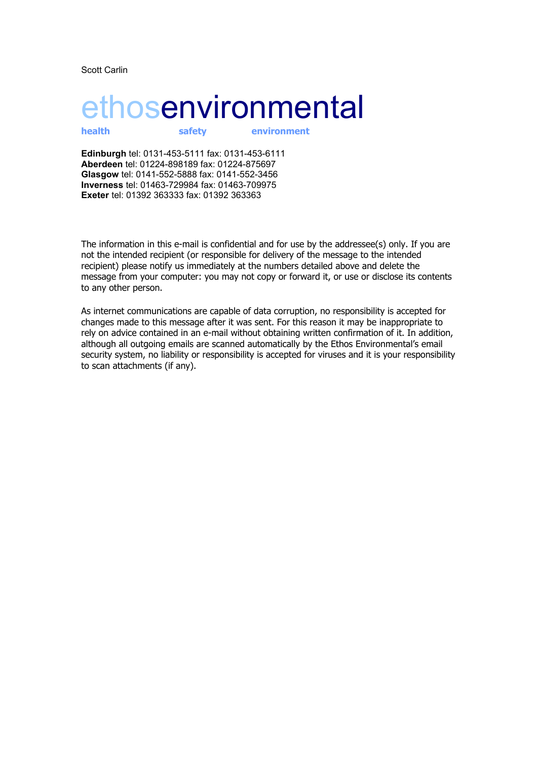Scott Carlin

ethosenvironmental

**health** **safety** **environment**

**Edinburgh** tel: 0131-453-5111 fax: 0131-453-6111
**Aberdeen** tel: 01224-898189 fax: 01224-875697
**Glasgow** tel: 0141-552-5888 fax: 0141-552-3456
**Inverness** tel: 01463-729984 fax: 01463-709975
**Exeter** tel: 01392 363333 fax: 01392 363363

The information in this e-mail is confidential and for use by the addressee(s) only. If you are not the intended recipient (or responsible for delivery of the message to the intended recipient) please notify us immediately at the numbers detailed above and delete the message from your computer: you may not copy or forward it, or use or disclose its contents to any other person.

As internet communications are capable of data corruption, no responsibility is accepted for changes made to this message after it was sent. For this reason it may be inappropriate to rely on advice contained in an e-mail without obtaining written confirmation of it. In addition, although all outgoing emails are scanned automatically by the Ethos Environmental's email security system, no liability or responsibility is accepted for viruses and it is your responsibility to scan attachments (if any).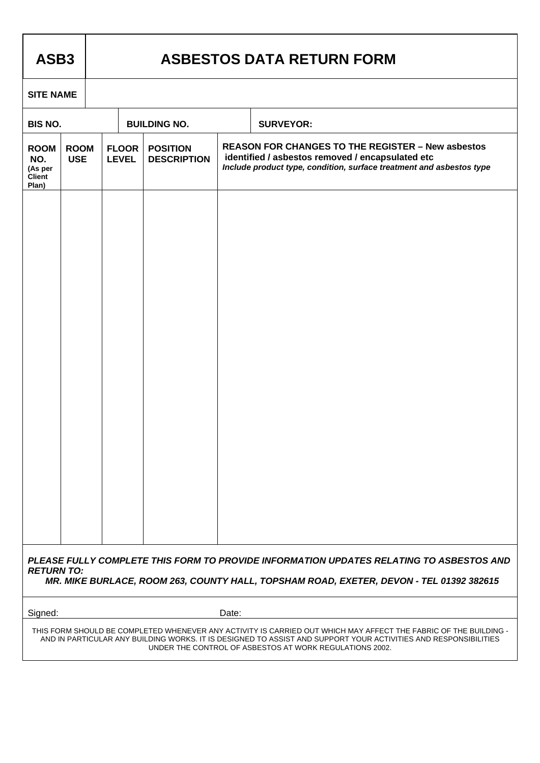| ASB3 | ASBESTOS DATA RETURN FORM |
|---|---|

| SITE NAME | |
|---|---|

| BIS NO. | BUILDING NO. | SURVEYOR: |
|---|---|---|

| ROOM NO. (As per Client Plan) | ROOM USE | FLOOR LEVEL | POSITION DESCRIPTION | REASON FOR CHANGES TO THE REGISTER – New asbestos identified / asbestos removed / encapsulated etc *Include product type, condition, surface treatment and asbestos type* |
|---|---|---|---|---|
| | | | | |

***PLEASE FULLY COMPLETE THIS FORM TO PROVIDE INFORMATION UPDATES RELATING TO ASBESTOS AND RETURN TO:***
***MR. MIKE BURLACE, ROOM 263, COUNTY HALL, TOPSHAM ROAD, EXETER, DEVON - TEL 01392 382615***

Signed: Date:

THIS FORM SHOULD BE COMPLETED WHENEVER ANY ACTIVITY IS CARRIED OUT WHICH MAY AFFECT THE FABRIC OF THE BUILDING - AND IN PARTICULAR ANY BUILDING WORKS. IT IS DESIGNED TO ASSIST AND SUPPORT YOUR ACTIVITIES AND RESPONSIBILITIES UNDER THE CONTROL OF ASBESTOS AT WORK REGULATIONS 2002.